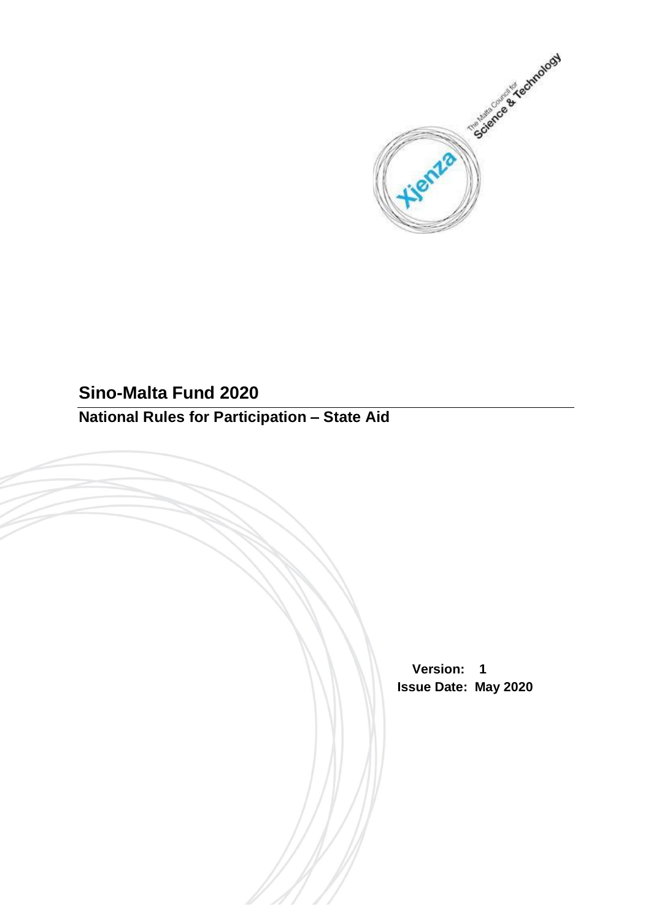# Sino-Malta Fund 2020

## National Rules for Participation – State Aid

**Version: 1**
**Issue Date: May 2020**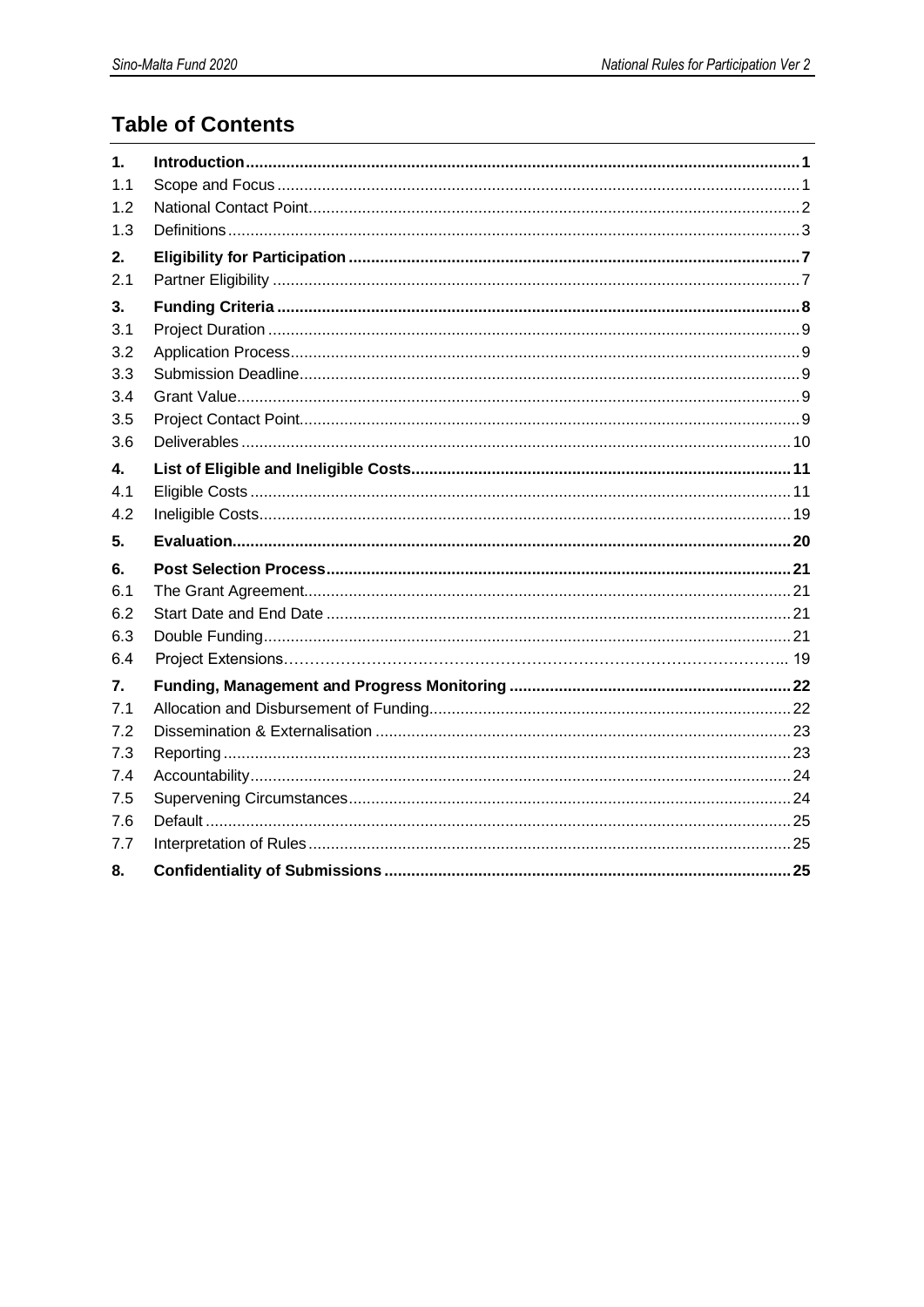## Table of Contents

| | | |
|---|---|---|
| **1.** | **Introduction** | **1** |
| 1.1 | Scope and Focus | 1 |
| 1.2 | National Contact Point | 2 |
| 1.3 | Definitions | 3 |
| **2.** | **Eligibility for Participation** | **7** |
| 2.1 | Partner Eligibility | 7 |
| **3.** | **Funding Criteria** | **8** |
| 3.1 | Project Duration | 9 |
| 3.2 | Application Process | 9 |
| 3.3 | Submission Deadline | 9 |
| 3.4 | Grant Value | 9 |
| 3.5 | Project Contact Point | 9 |
| 3.6 | Deliverables | 10 |
| **4.** | **List of Eligible and Ineligible Costs** | **11** |
| 4.1 | Eligible Costs | 11 |
| 4.2 | Ineligible Costs | 19 |
| **5.** | **Evaluation** | **20** |
| **6.** | **Post Selection Process** | **21** |
| 6.1 | The Grant Agreement | 21 |
| 6.2 | Start Date and End Date | 21 |
| 6.3 | Double Funding | 21 |
| 6.4 | Project Extensions | 19 |
| **7.** | **Funding, Management and Progress Monitoring** | **22** |
| 7.1 | Allocation and Disbursement of Funding | 22 |
| 7.2 | Dissemination & Externalisation | 23 |
| 7.3 | Reporting | 23 |
| 7.4 | Accountability | 24 |
| 7.5 | Supervening Circumstances | 24 |
| 7.6 | Default | 25 |
| 7.7 | Interpretation of Rules | 25 |
| **8.** | **Confidentiality of Submissions** | **25** |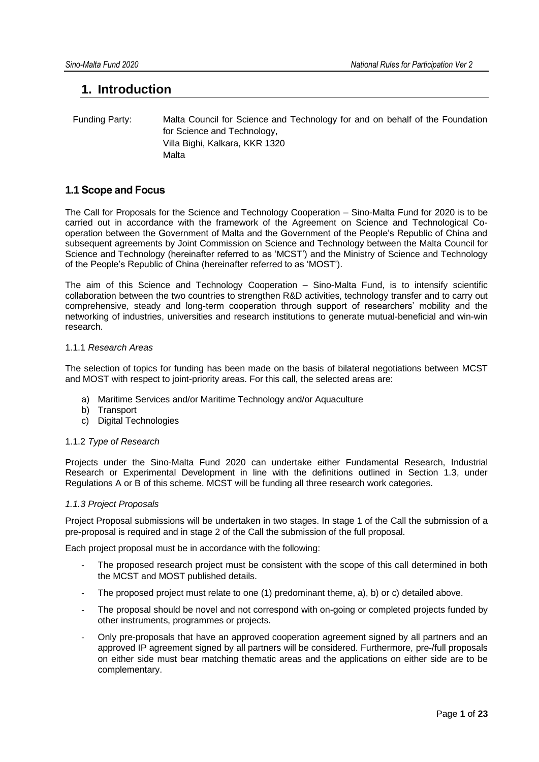# 1. Introduction

Funding Party: Malta Council for Science and Technology for and on behalf of the Foundation for Science and Technology,
Villa Bighi, Kalkara, KKR 1320
Malta

## 1.1 Scope and Focus

The Call for Proposals for the Science and Technology Cooperation – Sino-Malta Fund for 2020 is to be carried out in accordance with the framework of the Agreement on Science and Technological Co-operation between the Government of Malta and the Government of the People's Republic of China and subsequent agreements by Joint Commission on Science and Technology between the Malta Council for Science and Technology (hereinafter referred to as 'MCST') and the Ministry of Science and Technology of the People's Republic of China (hereinafter referred to as 'MOST').

The aim of this Science and Technology Cooperation – Sino-Malta Fund, is to intensify scientific collaboration between the two countries to strengthen R&D activities, technology transfer and to carry out comprehensive, steady and long-term cooperation through support of researchers' mobility and the networking of industries, universities and research institutions to generate mutual-beneficial and win-win research.

### 1.1.1 *Research Areas*

The selection of topics for funding has been made on the basis of bilateral negotiations between MCST and MOST with respect to joint-priority areas. For this call, the selected areas are:

a) Maritime Services and/or Maritime Technology and/or Aquaculture
b) Transport
c) Digital Technologies

### 1.1.2 *Type of Research*

Projects under the Sino-Malta Fund 2020 can undertake either Fundamental Research, Industrial Research or Experimental Development in line with the definitions outlined in Section 1.3, under Regulations A or B of this scheme. MCST will be funding all three research work categories.

### *1.1.3 Project Proposals*

Project Proposal submissions will be undertaken in two stages. In stage 1 of the Call the submission of a pre-proposal is required and in stage 2 of the Call the submission of the full proposal.

Each project proposal must be in accordance with the following:

- The proposed research project must be consistent with the scope of this call determined in both the MCST and MOST published details.
- The proposed project must relate to one (1) predominant theme, a), b) or c) detailed above.
- The proposal should be novel and not correspond with on-going or completed projects funded by other instruments, programmes or projects.
- Only pre-proposals that have an approved cooperation agreement signed by all partners and an approved IP agreement signed by all partners will be considered. Furthermore, pre-/full proposals on either side must bear matching thematic areas and the applications on either side are to be complementary.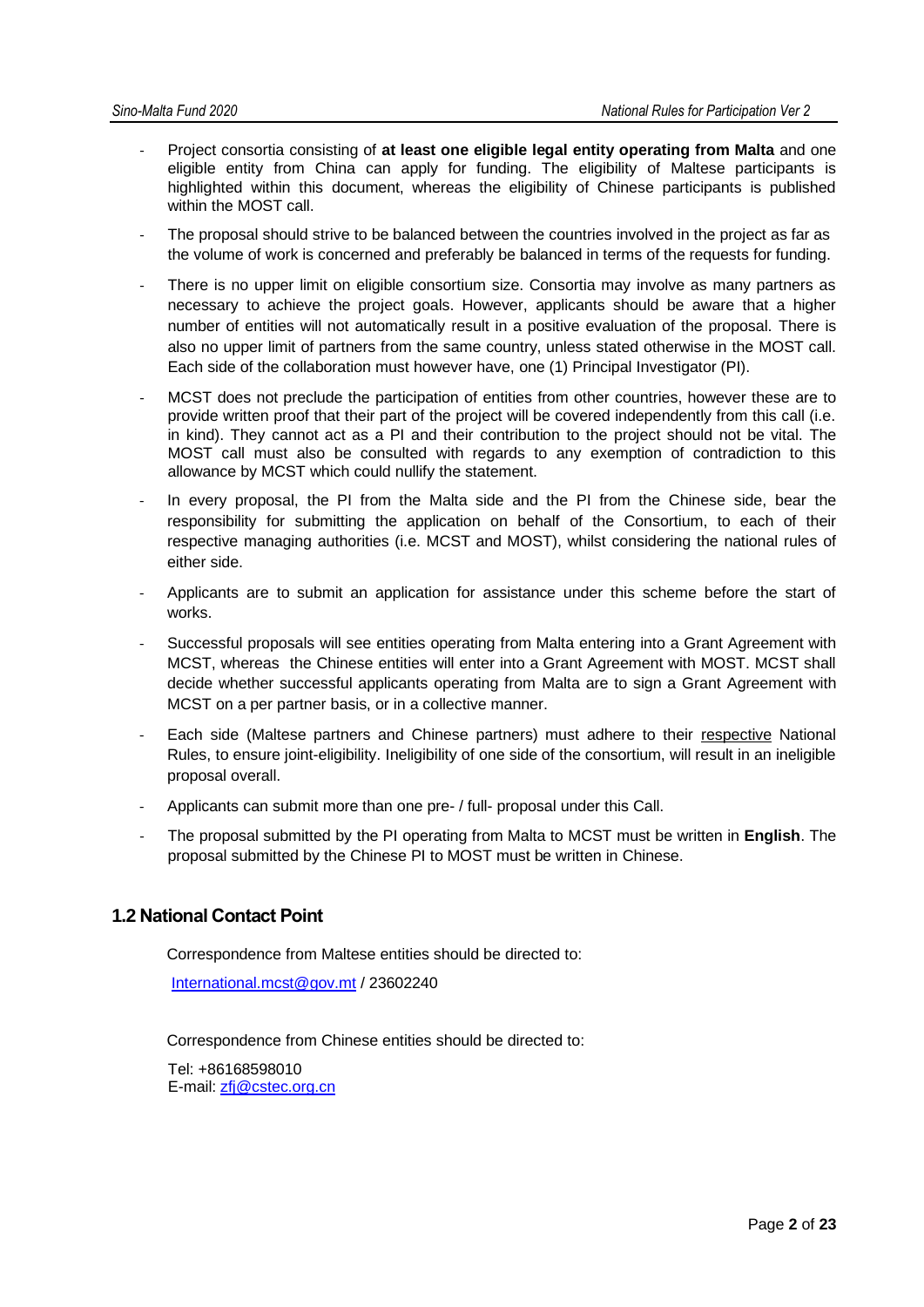- Project consortia consisting of **at least one eligible legal entity operating from Malta** and one eligible entity from China can apply for funding. The eligibility of Maltese participants is highlighted within this document, whereas the eligibility of Chinese participants is published within the MOST call.
- The proposal should strive to be balanced between the countries involved in the project as far as the volume of work is concerned and preferably be balanced in terms of the requests for funding.
- There is no upper limit on eligible consortium size. Consortia may involve as many partners as necessary to achieve the project goals. However, applicants should be aware that a higher number of entities will not automatically result in a positive evaluation of the proposal. There is also no upper limit of partners from the same country, unless stated otherwise in the MOST call. Each side of the collaboration must however have, one (1) Principal Investigator (PI).
- MCST does not preclude the participation of entities from other countries, however these are to provide written proof that their part of the project will be covered independently from this call (i.e. in kind). They cannot act as a PI and their contribution to the project should not be vital. The MOST call must also be consulted with regards to any exemption of contradiction to this allowance by MCST which could nullify the statement.
- In every proposal, the PI from the Malta side and the PI from the Chinese side, bear the responsibility for submitting the application on behalf of the Consortium, to each of their respective managing authorities (i.e. MCST and MOST), whilst considering the national rules of either side.
- Applicants are to submit an application for assistance under this scheme before the start of works.
- Successful proposals will see entities operating from Malta entering into a Grant Agreement with MCST, whereas the Chinese entities will enter into a Grant Agreement with MOST. MCST shall decide whether successful applicants operating from Malta are to sign a Grant Agreement with MCST on a per partner basis, or in a collective manner.
- Each side (Maltese partners and Chinese partners) must adhere to their respective National Rules, to ensure joint-eligibility. Ineligibility of one side of the consortium, will result in an ineligible proposal overall.
- Applicants can submit more than one pre- / full- proposal under this Call.
- The proposal submitted by the PI operating from Malta to MCST must be written in **English**. The proposal submitted by the Chinese PI to MOST must be written in Chinese.

## 1.2 National Contact Point

Correspondence from Maltese entities should be directed to:

International.mcst@gov.mt / 23602240

Correspondence from Chinese entities should be directed to:

Tel: +86168598010
E-mail: zfj@cstec.org.cn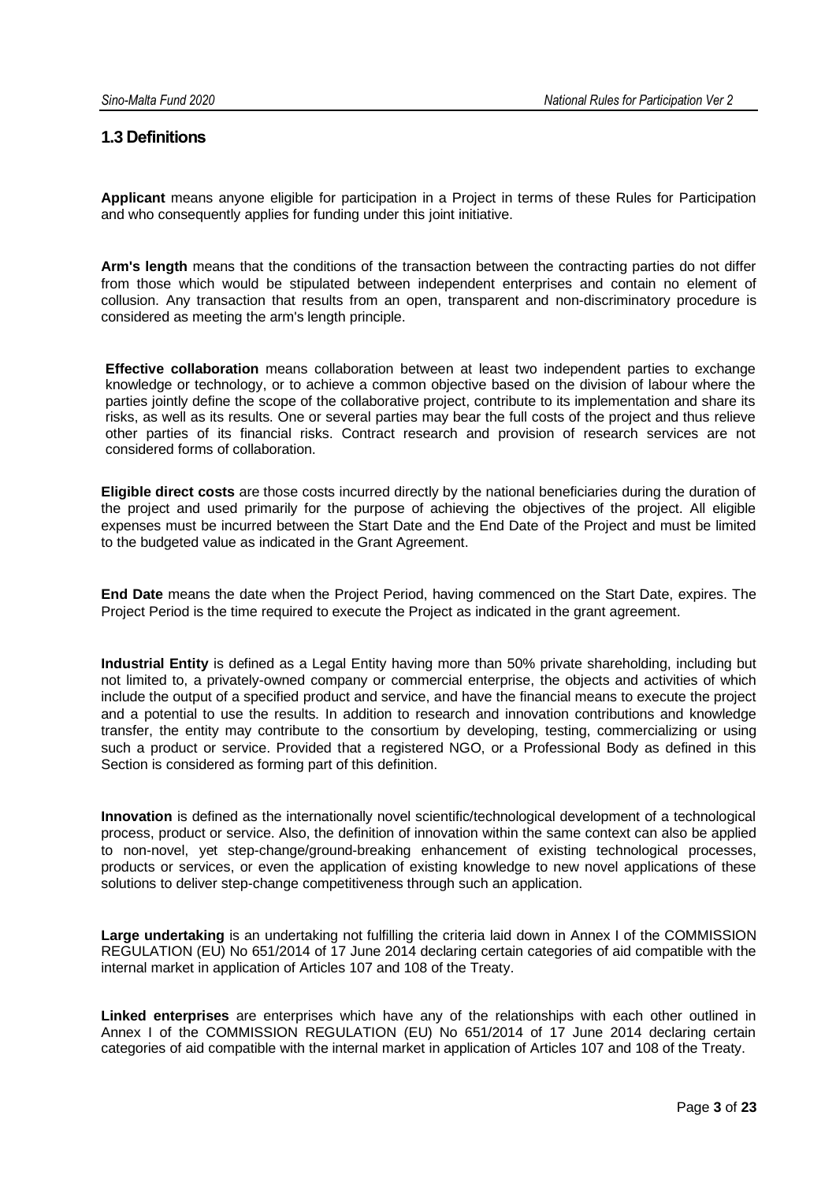## 1.3 Definitions

**Applicant** means anyone eligible for participation in a Project in terms of these Rules for Participation and who consequently applies for funding under this joint initiative.

**Arm's length** means that the conditions of the transaction between the contracting parties do not differ from those which would be stipulated between independent enterprises and contain no element of collusion. Any transaction that results from an open, transparent and non-discriminatory procedure is considered as meeting the arm's length principle.

**Effective collaboration** means collaboration between at least two independent parties to exchange knowledge or technology, or to achieve a common objective based on the division of labour where the parties jointly define the scope of the collaborative project, contribute to its implementation and share its risks, as well as its results. One or several parties may bear the full costs of the project and thus relieve other parties of its financial risks. Contract research and provision of research services are not considered forms of collaboration.

**Eligible direct costs** are those costs incurred directly by the national beneficiaries during the duration of the project and used primarily for the purpose of achieving the objectives of the project. All eligible expenses must be incurred between the Start Date and the End Date of the Project and must be limited to the budgeted value as indicated in the Grant Agreement.

**End Date** means the date when the Project Period, having commenced on the Start Date, expires. The Project Period is the time required to execute the Project as indicated in the grant agreement.

**Industrial Entity** is defined as a Legal Entity having more than 50% private shareholding, including but not limited to, a privately-owned company or commercial enterprise, the objects and activities of which include the output of a specified product and service, and have the financial means to execute the project and a potential to use the results. In addition to research and innovation contributions and knowledge transfer, the entity may contribute to the consortium by developing, testing, commercializing or using such a product or service. Provided that a registered NGO, or a Professional Body as defined in this Section is considered as forming part of this definition.

**Innovation** is defined as the internationally novel scientific/technological development of a technological process, product or service. Also, the definition of innovation within the same context can also be applied to non-novel, yet step-change/ground-breaking enhancement of existing technological processes, products or services, or even the application of existing knowledge to new novel applications of these solutions to deliver step-change competitiveness through such an application.

**Large undertaking** is an undertaking not fulfilling the criteria laid down in Annex I of the COMMISSION REGULATION (EU) No 651/2014 of 17 June 2014 declaring certain categories of aid compatible with the internal market in application of Articles 107 and 108 of the Treaty.

**Linked enterprises** are enterprises which have any of the relationships with each other outlined in Annex I of the COMMISSION REGULATION (EU) No 651/2014 of 17 June 2014 declaring certain categories of aid compatible with the internal market in application of Articles 107 and 108 of the Treaty.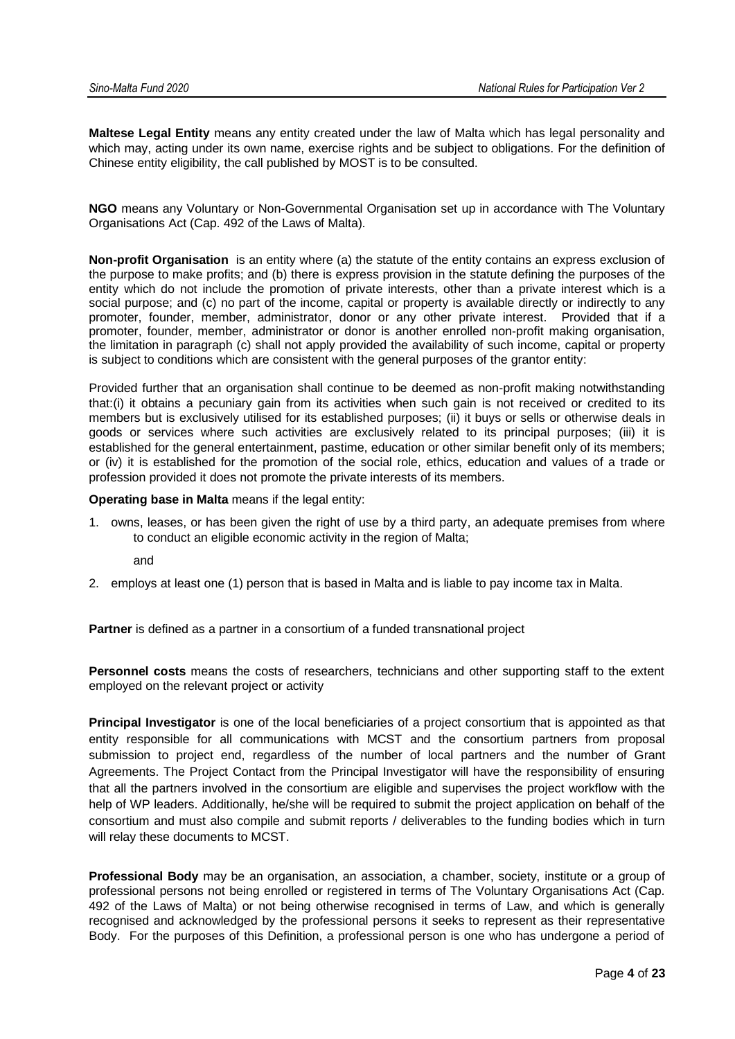**Maltese Legal Entity** means any entity created under the law of Malta which has legal personality and which may, acting under its own name, exercise rights and be subject to obligations. For the definition of Chinese entity eligibility, the call published by MOST is to be consulted.

**NGO** means any Voluntary or Non-Governmental Organisation set up in accordance with The Voluntary Organisations Act (Cap. 492 of the Laws of Malta).

**Non-profit Organisation** is an entity where (a) the statute of the entity contains an express exclusion of the purpose to make profits; and (b) there is express provision in the statute defining the purposes of the entity which do not include the promotion of private interests, other than a private interest which is a social purpose; and (c) no part of the income, capital or property is available directly or indirectly to any promoter, founder, member, administrator, donor or any other private interest. Provided that if a promoter, founder, member, administrator or donor is another enrolled non-profit making organisation, the limitation in paragraph (c) shall not apply provided the availability of such income, capital or property is subject to conditions which are consistent with the general purposes of the grantor entity:

Provided further that an organisation shall continue to be deemed as non-profit making notwithstanding that:(i) it obtains a pecuniary gain from its activities when such gain is not received or credited to its members but is exclusively utilised for its established purposes; (ii) it buys or sells or otherwise deals in goods or services where such activities are exclusively related to its principal purposes; (iii) it is established for the general entertainment, pastime, education or other similar benefit only of its members; or (iv) it is established for the promotion of the social role, ethics, education and values of a trade or profession provided it does not promote the private interests of its members.

**Operating base in Malta** means if the legal entity:

1. owns, leases, or has been given the right of use by a third party, an adequate premises from where to conduct an eligible economic activity in the region of Malta;

   and

2. employs at least one (1) person that is based in Malta and is liable to pay income tax in Malta.

**Partner** is defined as a partner in a consortium of a funded transnational project

**Personnel costs** means the costs of researchers, technicians and other supporting staff to the extent employed on the relevant project or activity

**Principal Investigator** is one of the local beneficiaries of a project consortium that is appointed as that entity responsible for all communications with MCST and the consortium partners from proposal submission to project end, regardless of the number of local partners and the number of Grant Agreements. The Project Contact from the Principal Investigator will have the responsibility of ensuring that all the partners involved in the consortium are eligible and supervises the project workflow with the help of WP leaders. Additionally, he/she will be required to submit the project application on behalf of the consortium and must also compile and submit reports / deliverables to the funding bodies which in turn will relay these documents to MCST.

**Professional Body** may be an organisation, an association, a chamber, society, institute or a group of professional persons not being enrolled or registered in terms of The Voluntary Organisations Act (Cap. 492 of the Laws of Malta) or not being otherwise recognised in terms of Law, and which is generally recognised and acknowledged by the professional persons it seeks to represent as their representative Body. For the purposes of this Definition, a professional person is one who has undergone a period of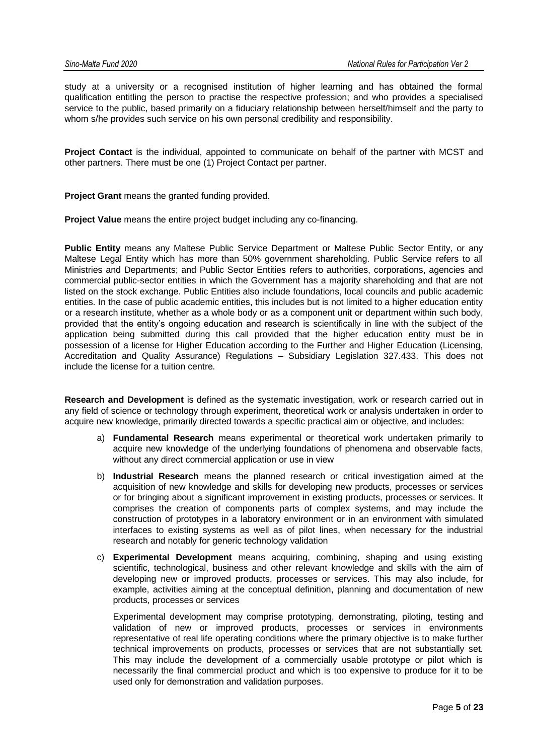study at a university or a recognised institution of higher learning and has obtained the formal qualification entitling the person to practise the respective profession; and who provides a specialised service to the public, based primarily on a fiduciary relationship between herself/himself and the party to whom s/he provides such service on his own personal credibility and responsibility.

**Project Contact** is the individual, appointed to communicate on behalf of the partner with MCST and other partners. There must be one (1) Project Contact per partner.

**Project Grant** means the granted funding provided.

**Project Value** means the entire project budget including any co-financing.

**Public Entity** means any Maltese Public Service Department or Maltese Public Sector Entity, or any Maltese Legal Entity which has more than 50% government shareholding. Public Service refers to all Ministries and Departments; and Public Sector Entities refers to authorities, corporations, agencies and commercial public-sector entities in which the Government has a majority shareholding and that are not listed on the stock exchange. Public Entities also include foundations, local councils and public academic entities. In the case of public academic entities, this includes but is not limited to a higher education entity or a research institute, whether as a whole body or as a component unit or department within such body, provided that the entity's ongoing education and research is scientifically in line with the subject of the application being submitted during this call provided that the higher education entity must be in possession of a license for Higher Education according to the Further and Higher Education (Licensing, Accreditation and Quality Assurance) Regulations – Subsidiary Legislation 327.433. This does not include the license for a tuition centre.

**Research and Development** is defined as the systematic investigation, work or research carried out in any field of science or technology through experiment, theoretical work or analysis undertaken in order to acquire new knowledge, primarily directed towards a specific practical aim or objective, and includes:

a) **Fundamental Research** means experimental or theoretical work undertaken primarily to acquire new knowledge of the underlying foundations of phenomena and observable facts, without any direct commercial application or use in view

b) **Industrial Research** means the planned research or critical investigation aimed at the acquisition of new knowledge and skills for developing new products, processes or services or for bringing about a significant improvement in existing products, processes or services. It comprises the creation of components parts of complex systems, and may include the construction of prototypes in a laboratory environment or in an environment with simulated interfaces to existing systems as well as of pilot lines, when necessary for the industrial research and notably for generic technology validation

c) **Experimental Development** means acquiring, combining, shaping and using existing scientific, technological, business and other relevant knowledge and skills with the aim of developing new or improved products, processes or services. This may also include, for example, activities aiming at the conceptual definition, planning and documentation of new products, processes or services

   Experimental development may comprise prototyping, demonstrating, piloting, testing and validation of new or improved products, processes or services in environments representative of real life operating conditions where the primary objective is to make further technical improvements on products, processes or services that are not substantially set. This may include the development of a commercially usable prototype or pilot which is necessarily the final commercial product and which is too expensive to produce for it to be used only for demonstration and validation purposes.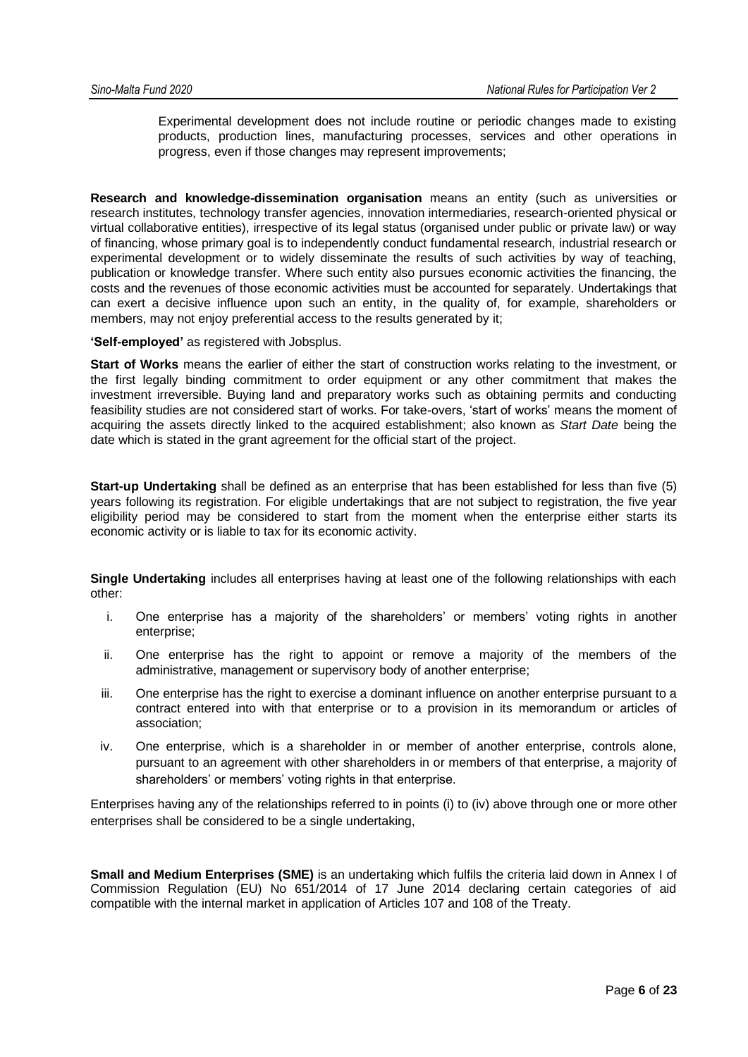Experimental development does not include routine or periodic changes made to existing products, production lines, manufacturing processes, services and other operations in progress, even if those changes may represent improvements;

**Research and knowledge-dissemination organisation** means an entity (such as universities or research institutes, technology transfer agencies, innovation intermediaries, research-oriented physical or virtual collaborative entities), irrespective of its legal status (organised under public or private law) or way of financing, whose primary goal is to independently conduct fundamental research, industrial research or experimental development or to widely disseminate the results of such activities by way of teaching, publication or knowledge transfer. Where such entity also pursues economic activities the financing, the costs and the revenues of those economic activities must be accounted for separately. Undertakings that can exert a decisive influence upon such an entity, in the quality of, for example, shareholders or members, may not enjoy preferential access to the results generated by it;

**'Self-employed'** as registered with Jobsplus.

**Start of Works** means the earlier of either the start of construction works relating to the investment, or the first legally binding commitment to order equipment or any other commitment that makes the investment irreversible. Buying land and preparatory works such as obtaining permits and conducting feasibility studies are not considered start of works. For take-overs, 'start of works' means the moment of acquiring the assets directly linked to the acquired establishment; also known as *Start Date* being the date which is stated in the grant agreement for the official start of the project.

**Start-up Undertaking** shall be defined as an enterprise that has been established for less than five (5) years following its registration. For eligible undertakings that are not subject to registration, the five year eligibility period may be considered to start from the moment when the enterprise either starts its economic activity or is liable to tax for its economic activity.

**Single Undertaking** includes all enterprises having at least one of the following relationships with each other:

i. One enterprise has a majority of the shareholders' or members' voting rights in another enterprise;

ii. One enterprise has the right to appoint or remove a majority of the members of the administrative, management or supervisory body of another enterprise;

iii. One enterprise has the right to exercise a dominant influence on another enterprise pursuant to a contract entered into with that enterprise or to a provision in its memorandum or articles of association;

iv. One enterprise, which is a shareholder in or member of another enterprise, controls alone, pursuant to an agreement with other shareholders in or members of that enterprise, a majority of shareholders' or members' voting rights in that enterprise.

Enterprises having any of the relationships referred to in points (i) to (iv) above through one or more other enterprises shall be considered to be a single undertaking,

**Small and Medium Enterprises (SME)** is an undertaking which fulfils the criteria laid down in Annex I of Commission Regulation (EU) No 651/2014 of 17 June 2014 declaring certain categories of aid compatible with the internal market in application of Articles 107 and 108 of the Treaty.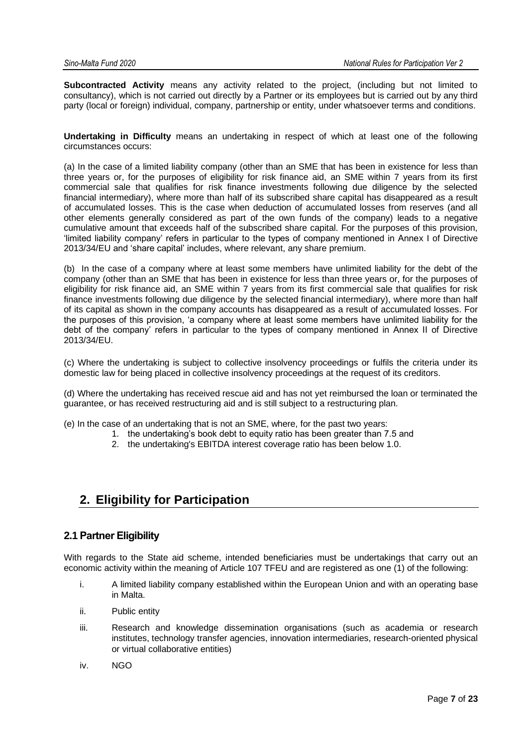**Subcontracted Activity** means any activity related to the project, (including but not limited to consultancy), which is not carried out directly by a Partner or its employees but is carried out by any third party (local or foreign) individual, company, partnership or entity, under whatsoever terms and conditions.

**Undertaking in Difficulty** means an undertaking in respect of which at least one of the following circumstances occurs:

(a) In the case of a limited liability company (other than an SME that has been in existence for less than three years or, for the purposes of eligibility for risk finance aid, an SME within 7 years from its first commercial sale that qualifies for risk finance investments following due diligence by the selected financial intermediary), where more than half of its subscribed share capital has disappeared as a result of accumulated losses. This is the case when deduction of accumulated losses from reserves (and all other elements generally considered as part of the own funds of the company) leads to a negative cumulative amount that exceeds half of the subscribed share capital. For the purposes of this provision, 'limited liability company' refers in particular to the types of company mentioned in Annex I of Directive 2013/34/EU and 'share capital' includes, where relevant, any share premium.

(b) In the case of a company where at least some members have unlimited liability for the debt of the company (other than an SME that has been in existence for less than three years or, for the purposes of eligibility for risk finance aid, an SME within 7 years from its first commercial sale that qualifies for risk finance investments following due diligence by the selected financial intermediary), where more than half of its capital as shown in the company accounts has disappeared as a result of accumulated losses. For the purposes of this provision, 'a company where at least some members have unlimited liability for the debt of the company' refers in particular to the types of company mentioned in Annex II of Directive 2013/34/EU.

(c) Where the undertaking is subject to collective insolvency proceedings or fulfils the criteria under its domestic law for being placed in collective insolvency proceedings at the request of its creditors.

(d) Where the undertaking has received rescue aid and has not yet reimbursed the loan or terminated the guarantee, or has received restructuring aid and is still subject to a restructuring plan.

(e) In the case of an undertaking that is not an SME, where, for the past two years:

1. the undertaking's book debt to equity ratio has been greater than 7.5 and
2. the undertaking's EBITDA interest coverage ratio has been below 1.0.

# 2. Eligibility for Participation

## 2.1 Partner Eligibility

With regards to the State aid scheme, intended beneficiaries must be undertakings that carry out an economic activity within the meaning of Article 107 TFEU and are registered as one (1) of the following:

i. A limited liability company established within the European Union and with an operating base in Malta.

ii. Public entity

iii. Research and knowledge dissemination organisations (such as academia or research institutes, technology transfer agencies, innovation intermediaries, research-oriented physical or virtual collaborative entities)

iv. NGO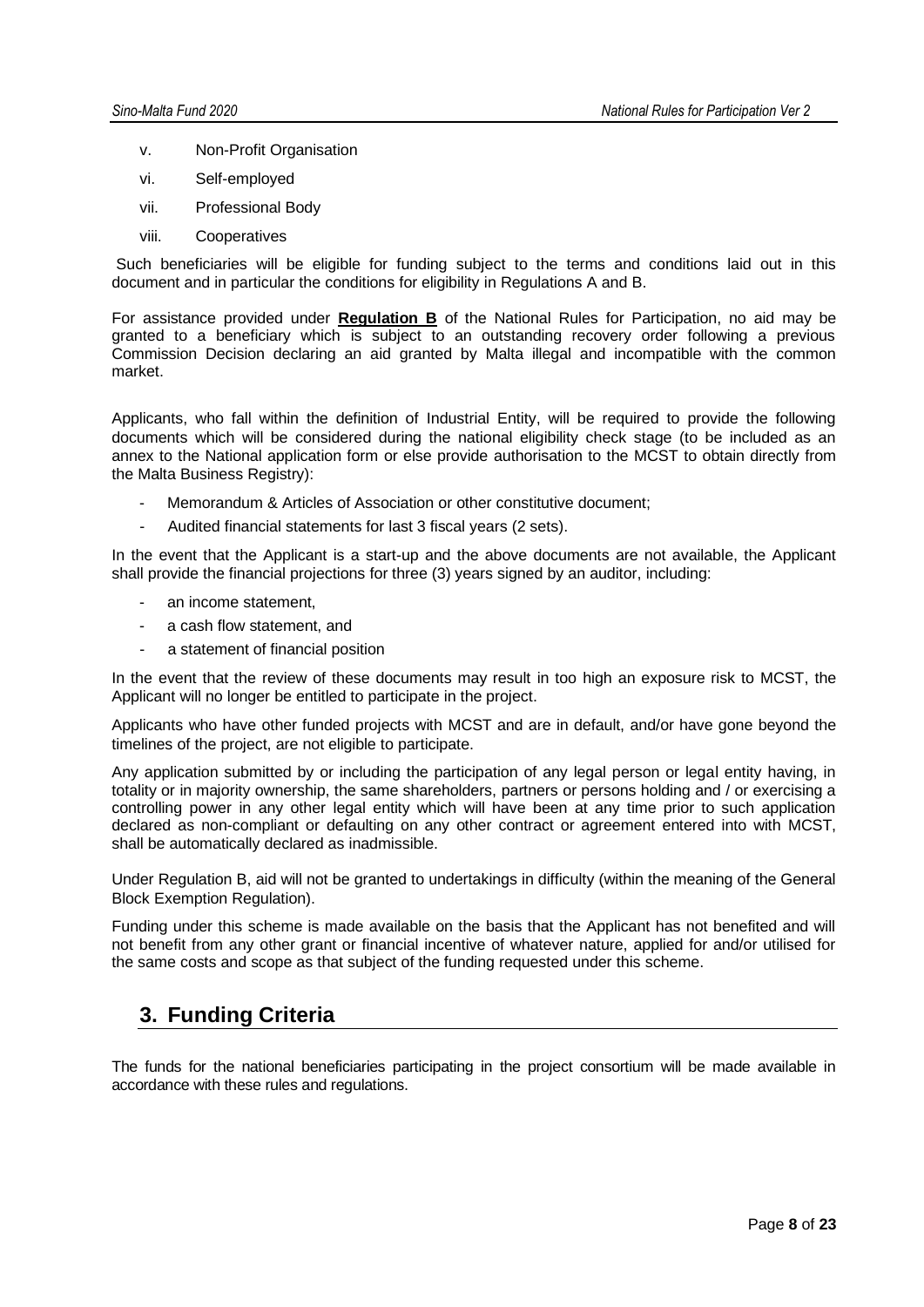v. Non-Profit Organisation

vi. Self-employed

vii. Professional Body

viii. Cooperatives

Such beneficiaries will be eligible for funding subject to the terms and conditions laid out in this document and in particular the conditions for eligibility in Regulations A and B.

For assistance provided under **Regulation B** of the National Rules for Participation, no aid may be granted to a beneficiary which is subject to an outstanding recovery order following a previous Commission Decision declaring an aid granted by Malta illegal and incompatible with the common market.

Applicants, who fall within the definition of Industrial Entity, will be required to provide the following documents which will be considered during the national eligibility check stage (to be included as an annex to the National application form or else provide authorisation to the MCST to obtain directly from the Malta Business Registry):

- Memorandum & Articles of Association or other constitutive document;
- Audited financial statements for last 3 fiscal years (2 sets).

In the event that the Applicant is a start-up and the above documents are not available, the Applicant shall provide the financial projections for three (3) years signed by an auditor, including:

- an income statement,
- a cash flow statement, and
- a statement of financial position

In the event that the review of these documents may result in too high an exposure risk to MCST, the Applicant will no longer be entitled to participate in the project.

Applicants who have other funded projects with MCST and are in default, and/or have gone beyond the timelines of the project, are not eligible to participate.

Any application submitted by or including the participation of any legal person or legal entity having, in totality or in majority ownership, the same shareholders, partners or persons holding and / or exercising a controlling power in any other legal entity which will have been at any time prior to such application declared as non-compliant or defaulting on any other contract or agreement entered into with MCST, shall be automatically declared as inadmissible.

Under Regulation B, aid will not be granted to undertakings in difficulty (within the meaning of the General Block Exemption Regulation).

Funding under this scheme is made available on the basis that the Applicant has not benefited and will not benefit from any other grant or financial incentive of whatever nature, applied for and/or utilised for the same costs and scope as that subject of the funding requested under this scheme.

## 3. Funding Criteria

The funds for the national beneficiaries participating in the project consortium will be made available in accordance with these rules and regulations.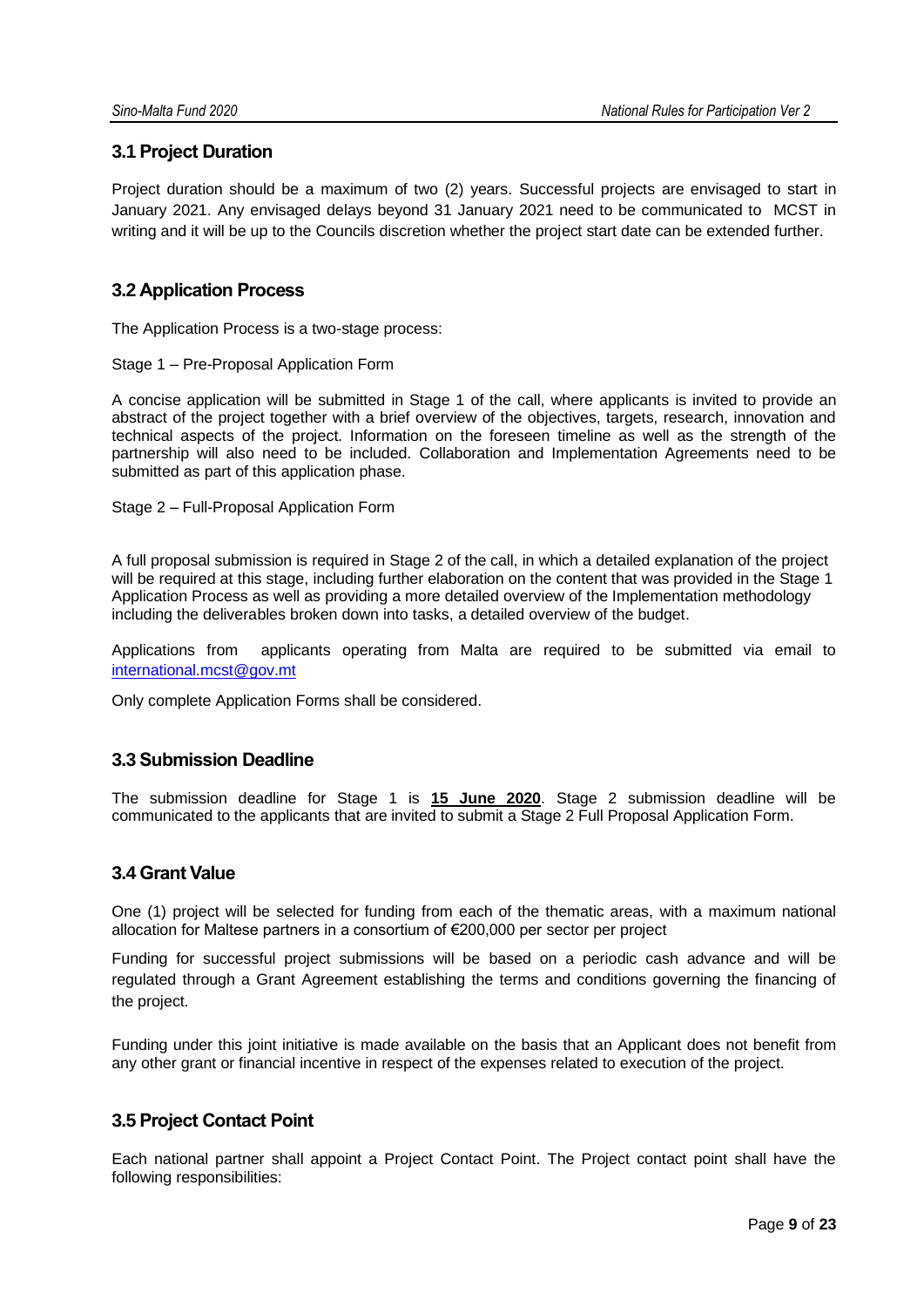## 3.1 Project Duration

Project duration should be a maximum of two (2) years. Successful projects are envisaged to start in January 2021. Any envisaged delays beyond 31 January 2021 need to be communicated to MCST in writing and it will be up to the Councils discretion whether the project start date can be extended further.

## 3.2 Application Process

The Application Process is a two-stage process:

Stage 1 – Pre-Proposal Application Form

A concise application will be submitted in Stage 1 of the call, where applicants is invited to provide an abstract of the project together with a brief overview of the objectives, targets, research, innovation and technical aspects of the project. Information on the foreseen timeline as well as the strength of the partnership will also need to be included. Collaboration and Implementation Agreements need to be submitted as part of this application phase.

Stage 2 – Full-Proposal Application Form

A full proposal submission is required in Stage 2 of the call, in which a detailed explanation of the project will be required at this stage, including further elaboration on the content that was provided in the Stage 1 Application Process as well as providing a more detailed overview of the Implementation methodology including the deliverables broken down into tasks, a detailed overview of the budget.

Applications from applicants operating from Malta are required to be submitted via email to international.mcst@gov.mt

Only complete Application Forms shall be considered.

## 3.3 Submission Deadline

The submission deadline for Stage 1 is **15 June 2020**. Stage 2 submission deadline will be communicated to the applicants that are invited to submit a Stage 2 Full Proposal Application Form.

## 3.4 Grant Value

One (1) project will be selected for funding from each of the thematic areas, with a maximum national allocation for Maltese partners in a consortium of €200,000 per sector per project

Funding for successful project submissions will be based on a periodic cash advance and will be regulated through a Grant Agreement establishing the terms and conditions governing the financing of the project.

Funding under this joint initiative is made available on the basis that an Applicant does not benefit from any other grant or financial incentive in respect of the expenses related to execution of the project.

## 3.5 Project Contact Point

Each national partner shall appoint a Project Contact Point. The Project contact point shall have the following responsibilities: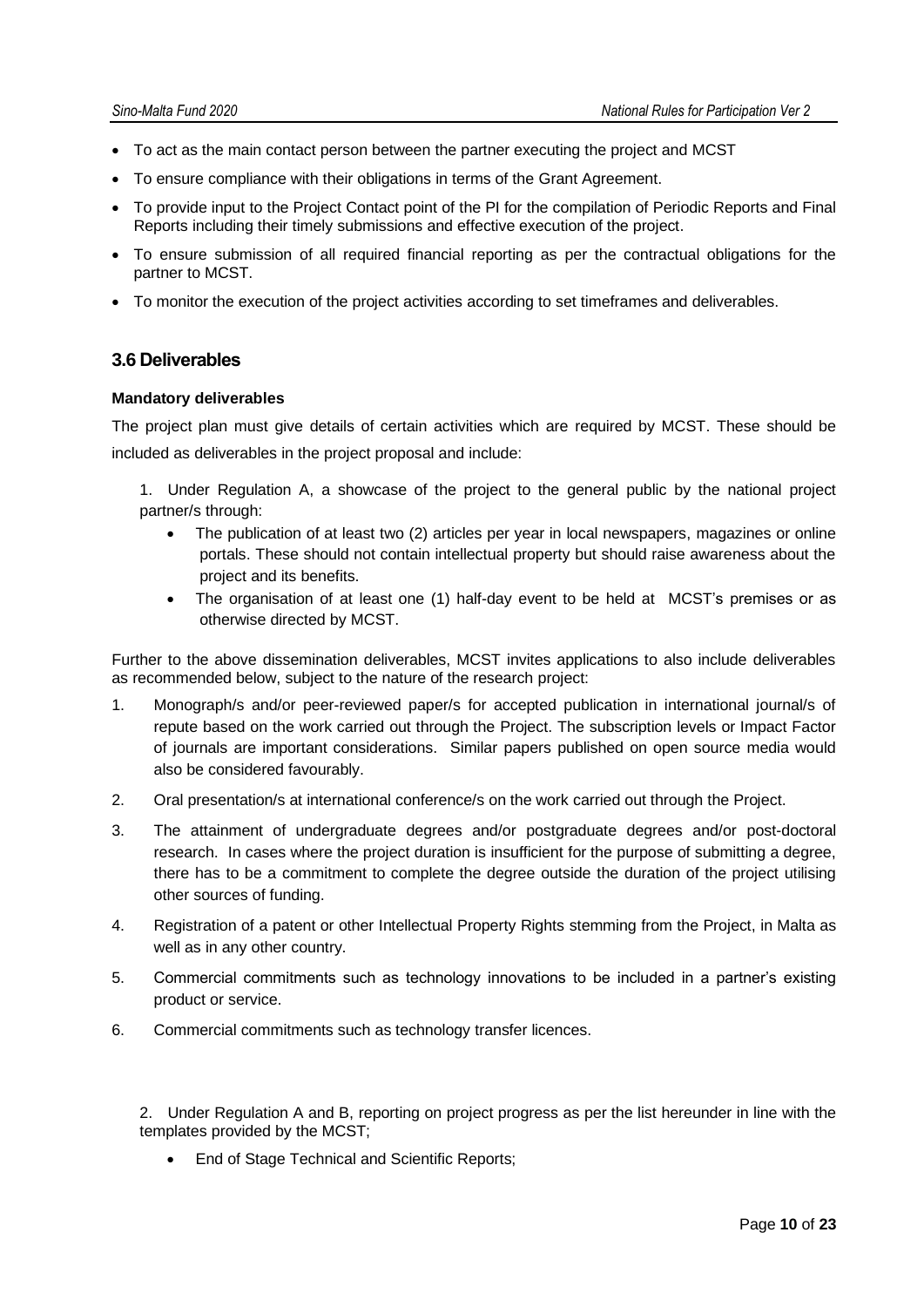- To act as the main contact person between the partner executing the project and MCST
- To ensure compliance with their obligations in terms of the Grant Agreement.
- To provide input to the Project Contact point of the PI for the compilation of Periodic Reports and Final Reports including their timely submissions and effective execution of the project.
- To ensure submission of all required financial reporting as per the contractual obligations for the partner to MCST.
- To monitor the execution of the project activities according to set timeframes and deliverables.

## 3.6 Deliverables

**Mandatory deliverables**

The project plan must give details of certain activities which are required by MCST. These should be included as deliverables in the project proposal and include:

1. Under Regulation A, a showcase of the project to the general public by the national project partner/s through:
    - The publication of at least two (2) articles per year in local newspapers, magazines or online portals. These should not contain intellectual property but should raise awareness about the project and its benefits.
    - The organisation of at least one (1) half-day event to be held at MCST's premises or as otherwise directed by MCST.

Further to the above dissemination deliverables, MCST invites applications to also include deliverables as recommended below, subject to the nature of the research project:

1. Monograph/s and/or peer-reviewed paper/s for accepted publication in international journal/s of repute based on the work carried out through the Project. The subscription levels or Impact Factor of journals are important considerations. Similar papers published on open source media would also be considered favourably.
2. Oral presentation/s at international conference/s on the work carried out through the Project.
3. The attainment of undergraduate degrees and/or postgraduate degrees and/or post-doctoral research. In cases where the project duration is insufficient for the purpose of submitting a degree, there has to be a commitment to complete the degree outside the duration of the project utilising other sources of funding.
4. Registration of a patent or other Intellectual Property Rights stemming from the Project, in Malta as well as in any other country.
5. Commercial commitments such as technology innovations to be included in a partner's existing product or service.
6. Commercial commitments such as technology transfer licences.

2. Under Regulation A and B, reporting on project progress as per the list hereunder in line with the templates provided by the MCST;
    - End of Stage Technical and Scientific Reports;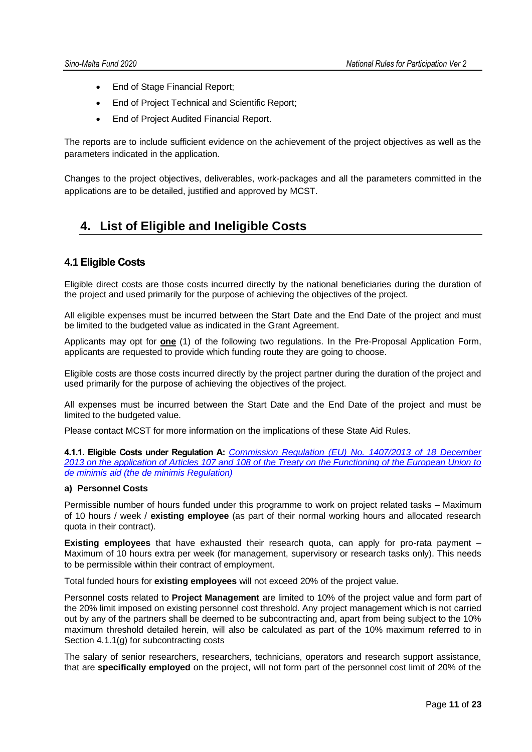- End of Stage Financial Report;
- End of Project Technical and Scientific Report;
- End of Project Audited Financial Report.

The reports are to include sufficient evidence on the achievement of the project objectives as well as the parameters indicated in the application.

Changes to the project objectives, deliverables, work-packages and all the parameters committed in the applications are to be detailed, justified and approved by MCST.

# 4. List of Eligible and Ineligible Costs

## 4.1 Eligible Costs

Eligible direct costs are those costs incurred directly by the national beneficiaries during the duration of the project and used primarily for the purpose of achieving the objectives of the project.

All eligible expenses must be incurred between the Start Date and the End Date of the project and must be limited to the budgeted value as indicated in the Grant Agreement.

Applicants may opt for **one** (1) of the following two regulations. In the Pre-Proposal Application Form, applicants are requested to provide which funding route they are going to choose.

Eligible costs are those costs incurred directly by the project partner during the duration of the project and used primarily for the purpose of achieving the objectives of the project.

All expenses must be incurred between the Start Date and the End Date of the project and must be limited to the budgeted value.

Please contact MCST for more information on the implications of these State Aid Rules.

**4.1.1. Eligible Costs under Regulation A:** *Commission Regulation (EU) No. 1407/2013 of 18 December 2013 on the application of Articles 107 and 108 of the Treaty on the Functioning of the European Union to de minimis aid (the de minimis Regulation)*

#### a) Personnel Costs

Permissible number of hours funded under this programme to work on project related tasks – Maximum of 10 hours / week / **existing employee** (as part of their normal working hours and allocated research quota in their contract).

**Existing employees** that have exhausted their research quota, can apply for pro-rata payment – Maximum of 10 hours extra per week (for management, supervisory or research tasks only). This needs to be permissible within their contract of employment.

Total funded hours for **existing employees** will not exceed 20% of the project value.

Personnel costs related to **Project Management** are limited to 10% of the project value and form part of the 20% limit imposed on existing personnel cost threshold. Any project management which is not carried out by any of the partners shall be deemed to be subcontracting and, apart from being subject to the 10% maximum threshold detailed herein, will also be calculated as part of the 10% maximum referred to in Section 4.1.1(g) for subcontracting costs

The salary of senior researchers, researchers, technicians, operators and research support assistance, that are **specifically employed** on the project, will not form part of the personnel cost limit of 20% of the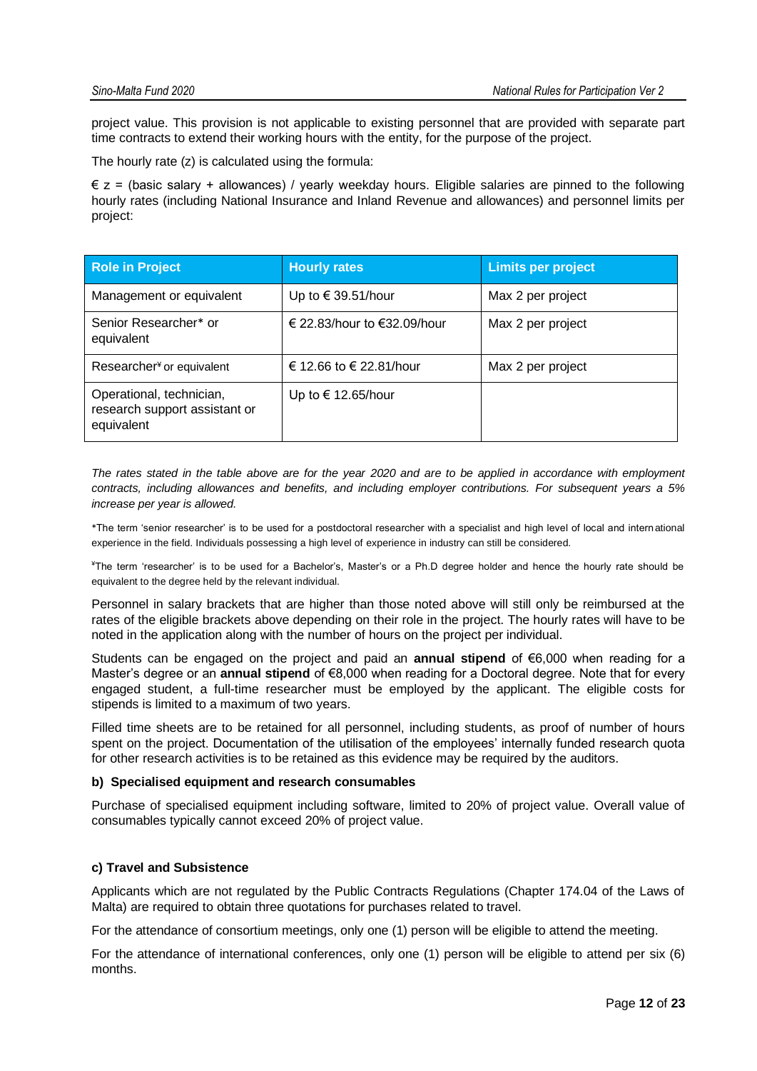project value. This provision is not applicable to existing personnel that are provided with separate part time contracts to extend their working hours with the entity, for the purpose of the project.

The hourly rate (z) is calculated using the formula:

€ z = (basic salary + allowances) / yearly weekday hours. Eligible salaries are pinned to the following hourly rates (including National Insurance and Inland Revenue and allowances) and personnel limits per project:

| Role in Project | Hourly rates | Limits per project |
| --- | --- | --- |
| Management or equivalent | Up to € 39.51/hour | Max 2 per project |
| Senior Researcher* or equivalent | € 22.83/hour to €32.09/hour | Max 2 per project |
| Researcher¥ or equivalent | € 12.66 to € 22.81/hour | Max 2 per project |
| Operational, technician, research support assistant or equivalent | Up to € 12.65/hour | |

*The rates stated in the table above are for the year 2020 and are to be applied in accordance with employment contracts, including allowances and benefits, and including employer contributions. For subsequent years a 5% increase per year is allowed.*

*The term 'senior researcher' is to be used for a postdoctoral researcher with a specialist and high level of local and international experience in the field. Individuals possessing a high level of experience in industry can still be considered.

¥The term 'researcher' is to be used for a Bachelor's, Master's or a Ph.D degree holder and hence the hourly rate should be equivalent to the degree held by the relevant individual.

Personnel in salary brackets that are higher than those noted above will still only be reimbursed at the rates of the eligible brackets above depending on their role in the project. The hourly rates will have to be noted in the application along with the number of hours on the project per individual.

Students can be engaged on the project and paid an **annual stipend** of €6,000 when reading for a Master's degree or an **annual stipend** of €8,000 when reading for a Doctoral degree. Note that for every engaged student, a full-time researcher must be employed by the applicant. The eligible costs for stipends is limited to a maximum of two years.

Filled time sheets are to be retained for all personnel, including students, as proof of number of hours spent on the project. Documentation of the utilisation of the employees' internally funded research quota for other research activities is to be retained as this evidence may be required by the auditors.

#### b) Specialised equipment and research consumables

Purchase of specialised equipment including software, limited to 20% of project value. Overall value of consumables typically cannot exceed 20% of project value.

#### c) Travel and Subsistence

Applicants which are not regulated by the Public Contracts Regulations (Chapter 174.04 of the Laws of Malta) are required to obtain three quotations for purchases related to travel.

For the attendance of consortium meetings, only one (1) person will be eligible to attend the meeting.

For the attendance of international conferences, only one (1) person will be eligible to attend per six (6) months.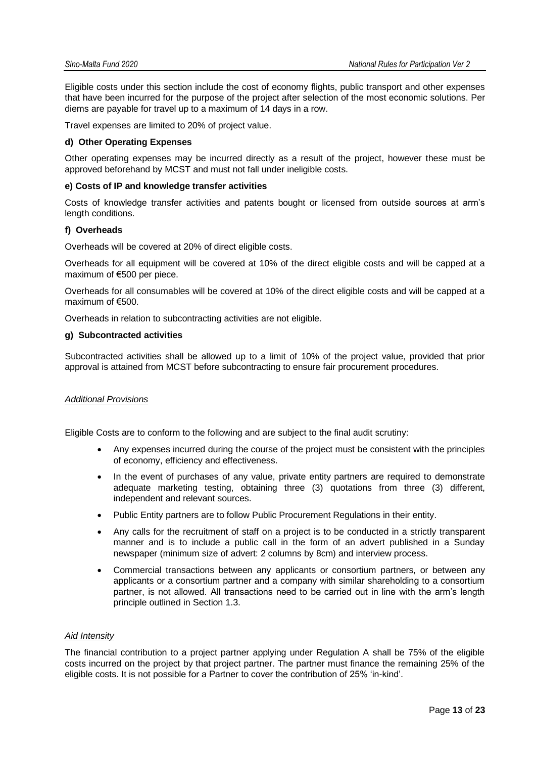Eligible costs under this section include the cost of economy flights, public transport and other expenses that have been incurred for the purpose of the project after selection of the most economic solutions. Per diems are payable for travel up to a maximum of 14 days in a row.

Travel expenses are limited to 20% of project value.

#### d) Other Operating Expenses

Other operating expenses may be incurred directly as a result of the project, however these must be approved beforehand by MCST and must not fall under ineligible costs.

#### e) Costs of IP and knowledge transfer activities

Costs of knowledge transfer activities and patents bought or licensed from outside sources at arm's length conditions.

#### f) Overheads

Overheads will be covered at 20% of direct eligible costs.

Overheads for all equipment will be covered at 10% of the direct eligible costs and will be capped at a maximum of €500 per piece.

Overheads for all consumables will be covered at 10% of the direct eligible costs and will be capped at a maximum of €500.

Overheads in relation to subcontracting activities are not eligible.

#### g) Subcontracted activities

Subcontracted activities shall be allowed up to a limit of 10% of the project value, provided that prior approval is attained from MCST before subcontracting to ensure fair procurement procedures.

*Additional Provisions*

Eligible Costs are to conform to the following and are subject to the final audit scrutiny:

- Any expenses incurred during the course of the project must be consistent with the principles of economy, efficiency and effectiveness.
- In the event of purchases of any value, private entity partners are required to demonstrate adequate marketing testing, obtaining three (3) quotations from three (3) different, independent and relevant sources.
- Public Entity partners are to follow Public Procurement Regulations in their entity.
- Any calls for the recruitment of staff on a project is to be conducted in a strictly transparent manner and is to include a public call in the form of an advert published in a Sunday newspaper (minimum size of advert: 2 columns by 8cm) and interview process.
- Commercial transactions between any applicants or consortium partners, or between any applicants or a consortium partner and a company with similar shareholding to a consortium partner, is not allowed. All transactions need to be carried out in line with the arm's length principle outlined in Section 1.3.

*Aid Intensity*

The financial contribution to a project partner applying under Regulation A shall be 75% of the eligible costs incurred on the project by that project partner. The partner must finance the remaining 25% of the eligible costs. It is not possible for a Partner to cover the contribution of 25% 'in-kind'.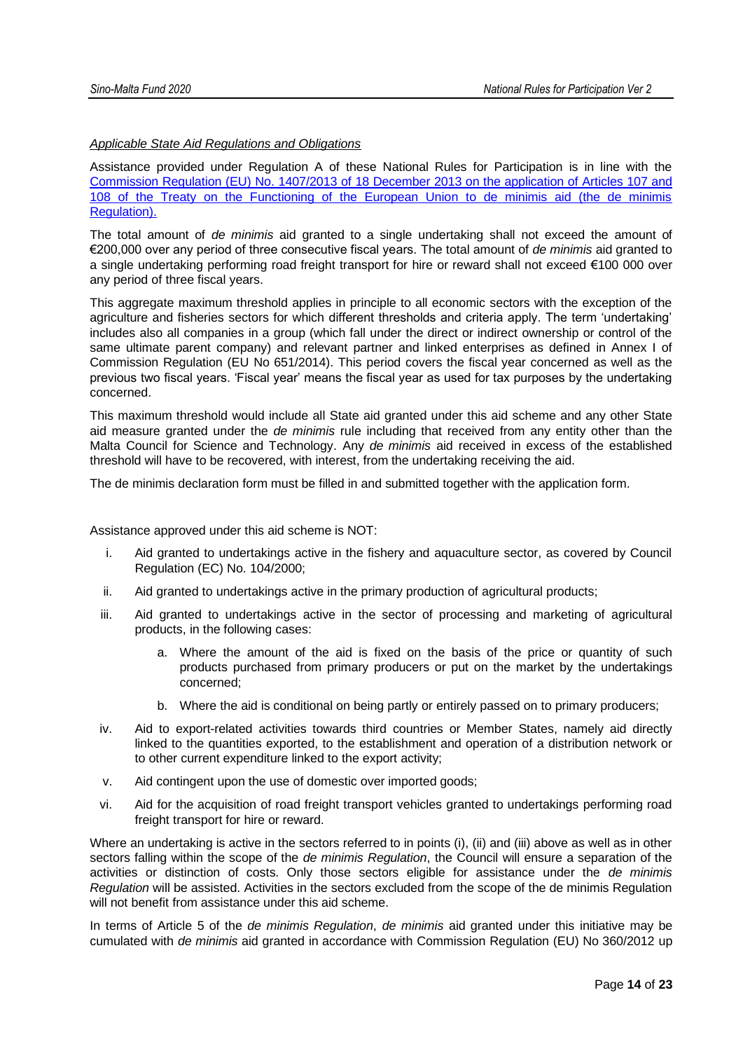*Applicable State Aid Regulations and Obligations*

Assistance provided under Regulation A of these National Rules for Participation is in line with the [Commission Regulation (EU) No. 1407/2013 of 18 December 2013 on the application of Articles 107 and 108 of the Treaty on the Functioning of the European Union to de minimis aid (the de minimis Regulation).]

The total amount of *de minimis* aid granted to a single undertaking shall not exceed the amount of €200,000 over any period of three consecutive fiscal years. The total amount of *de minimis* aid granted to a single undertaking performing road freight transport for hire or reward shall not exceed €100 000 over any period of three fiscal years.

This aggregate maximum threshold applies in principle to all economic sectors with the exception of the agriculture and fisheries sectors for which different thresholds and criteria apply. The term 'undertaking' includes also all companies in a group (which fall under the direct or indirect ownership or control of the same ultimate parent company) and relevant partner and linked enterprises as defined in Annex I of Commission Regulation (EU No 651/2014). This period covers the fiscal year concerned as well as the previous two fiscal years. 'Fiscal year' means the fiscal year as used for tax purposes by the undertaking concerned.

This maximum threshold would include all State aid granted under this aid scheme and any other State aid measure granted under the *de minimis* rule including that received from any entity other than the Malta Council for Science and Technology. Any *de minimis* aid received in excess of the established threshold will have to be recovered, with interest, from the undertaking receiving the aid.

The de minimis declaration form must be filled in and submitted together with the application form.

Assistance approved under this aid scheme is NOT:

i. Aid granted to undertakings active in the fishery and aquaculture sector, as covered by Council Regulation (EC) No. 104/2000;

ii. Aid granted to undertakings active in the primary production of agricultural products;

iii. Aid granted to undertakings active in the sector of processing and marketing of agricultural products, in the following cases:

   a. Where the amount of the aid is fixed on the basis of the price or quantity of such products purchased from primary producers or put on the market by the undertakings concerned;

   b. Where the aid is conditional on being partly or entirely passed on to primary producers;

iv. Aid to export-related activities towards third countries or Member States, namely aid directly linked to the quantities exported, to the establishment and operation of a distribution network or to other current expenditure linked to the export activity;

v. Aid contingent upon the use of domestic over imported goods;

vi. Aid for the acquisition of road freight transport vehicles granted to undertakings performing road freight transport for hire or reward.

Where an undertaking is active in the sectors referred to in points (i), (ii) and (iii) above as well as in other sectors falling within the scope of the *de minimis Regulation*, the Council will ensure a separation of the activities or distinction of costs. Only those sectors eligible for assistance under the *de minimis Regulation* will be assisted. Activities in the sectors excluded from the scope of the de minimis Regulation will not benefit from assistance under this aid scheme.

In terms of Article 5 of the *de minimis Regulation*, *de minimis* aid granted under this initiative may be cumulated with *de minimis* aid granted in accordance with Commission Regulation (EU) No 360/2012 up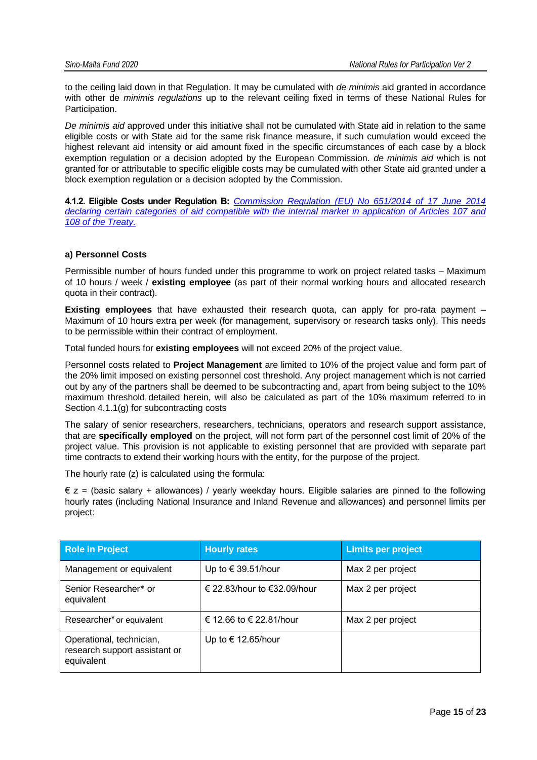to the ceiling laid down in that Regulation. It may be cumulated with *de minimis* aid granted in accordance with other de *minimis regulations* up to the relevant ceiling fixed in terms of these National Rules for Participation.

*De minimis aid* approved under this initiative shall not be cumulated with State aid in relation to the same eligible costs or with State aid for the same risk finance measure, if such cumulation would exceed the highest relevant aid intensity or aid amount fixed in the specific circumstances of each case by a block exemption regulation or a decision adopted by the European Commission. *de minimis aid* which is not granted for or attributable to specific eligible costs may be cumulated with other State aid granted under a block exemption regulation or a decision adopted by the Commission.

**4.1.2. Eligible Costs under Regulation B:** *Commission Regulation (EU) No 651/2014 of 17 June 2014 declaring certain categories of aid compatible with the internal market in application of Articles 107 and 108 of the Treaty.*

**a) Personnel Costs**

Permissible number of hours funded under this programme to work on project related tasks – Maximum of 10 hours / week / **existing employee** (as part of their normal working hours and allocated research quota in their contract).

**Existing employees** that have exhausted their research quota, can apply for pro-rata payment – Maximum of 10 hours extra per week (for management, supervisory or research tasks only). This needs to be permissible within their contract of employment.

Total funded hours for **existing employees** will not exceed 20% of the project value.

Personnel costs related to **Project Management** are limited to 10% of the project value and form part of the 20% limit imposed on existing personnel cost threshold. Any project management which is not carried out by any of the partners shall be deemed to be subcontracting and, apart from being subject to the 10% maximum threshold detailed herein, will also be calculated as part of the 10% maximum referred to in Section 4.1.1(g) for subcontracting costs

The salary of senior researchers, researchers, technicians, operators and research support assistance, that are **specifically employed** on the project, will not form part of the personnel cost limit of 20% of the project value. This provision is not applicable to existing personnel that are provided with separate part time contracts to extend their working hours with the entity, for the purpose of the project.

The hourly rate (z) is calculated using the formula:

€ z = (basic salary + allowances) / yearly weekday hours. Eligible salaries are pinned to the following hourly rates (including National Insurance and Inland Revenue and allowances) and personnel limits per project:

| Role in Project | Hourly rates | Limits per project |
|---|---|---|
| Management or equivalent | Up to € 39.51/hour | Max 2 per project |
| Senior Researcher* or equivalent | € 22.83/hour to €32.09/hour | Max 2 per project |
| Researcher¥ or equivalent | € 12.66 to € 22.81/hour | Max 2 per project |
| Operational, technician, research support assistant or equivalent | Up to € 12.65/hour | |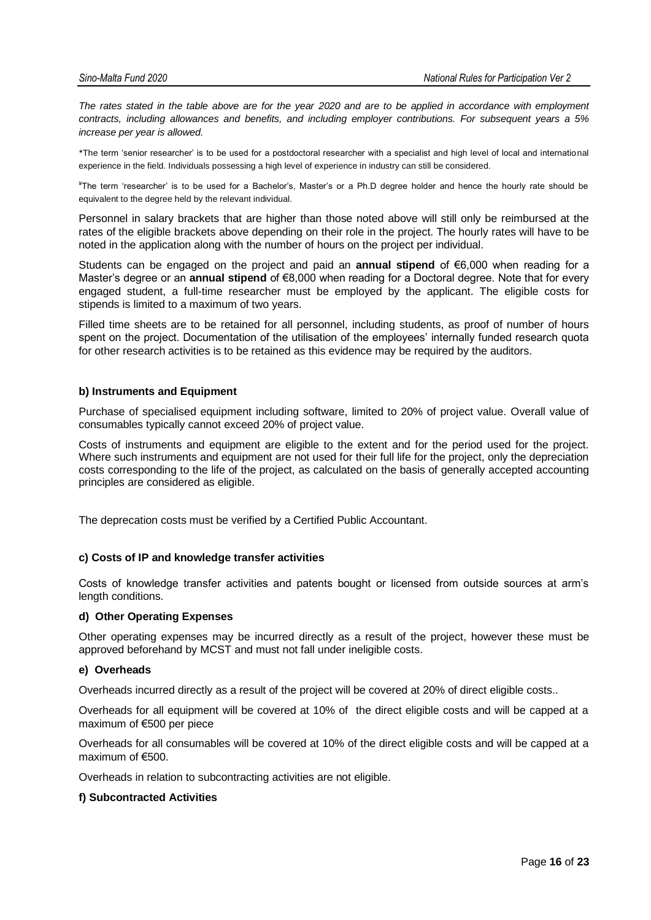*The rates stated in the table above are for the year 2020 and are to be applied in accordance with employment contracts, including allowances and benefits, and including employer contributions. For subsequent years a 5% increase per year is allowed.*

*The term 'senior researcher' is to be used for a postdoctoral researcher with a specialist and high level of local and international experience in the field. Individuals possessing a high level of experience in industry can still be considered.

¥The term 'researcher' is to be used for a Bachelor's, Master's or a Ph.D degree holder and hence the hourly rate should be equivalent to the degree held by the relevant individual.

Personnel in salary brackets that are higher than those noted above will still only be reimbursed at the rates of the eligible brackets above depending on their role in the project. The hourly rates will have to be noted in the application along with the number of hours on the project per individual.

Students can be engaged on the project and paid an **annual stipend** of €6,000 when reading for a Master's degree or an **annual stipend** of €8,000 when reading for a Doctoral degree. Note that for every engaged student, a full-time researcher must be employed by the applicant. The eligible costs for stipends is limited to a maximum of two years.

Filled time sheets are to be retained for all personnel, including students, as proof of number of hours spent on the project. Documentation of the utilisation of the employees' internally funded research quota for other research activities is to be retained as this evidence may be required by the auditors.

**b) Instruments and Equipment**

Purchase of specialised equipment including software, limited to 20% of project value. Overall value of consumables typically cannot exceed 20% of project value.

Costs of instruments and equipment are eligible to the extent and for the period used for the project. Where such instruments and equipment are not used for their full life for the project, only the depreciation costs corresponding to the life of the project, as calculated on the basis of generally accepted accounting principles are considered as eligible.

The deprecation costs must be verified by a Certified Public Accountant.

**c) Costs of IP and knowledge transfer activities**

Costs of knowledge transfer activities and patents bought or licensed from outside sources at arm's length conditions.

**d) Other Operating Expenses**

Other operating expenses may be incurred directly as a result of the project, however these must be approved beforehand by MCST and must not fall under ineligible costs.

**e) Overheads**

Overheads incurred directly as a result of the project will be covered at 20% of direct eligible costs..

Overheads for all equipment will be covered at 10% of the direct eligible costs and will be capped at a maximum of €500 per piece

Overheads for all consumables will be covered at 10% of the direct eligible costs and will be capped at a maximum of €500.

Overheads in relation to subcontracting activities are not eligible.

**f) Subcontracted Activities**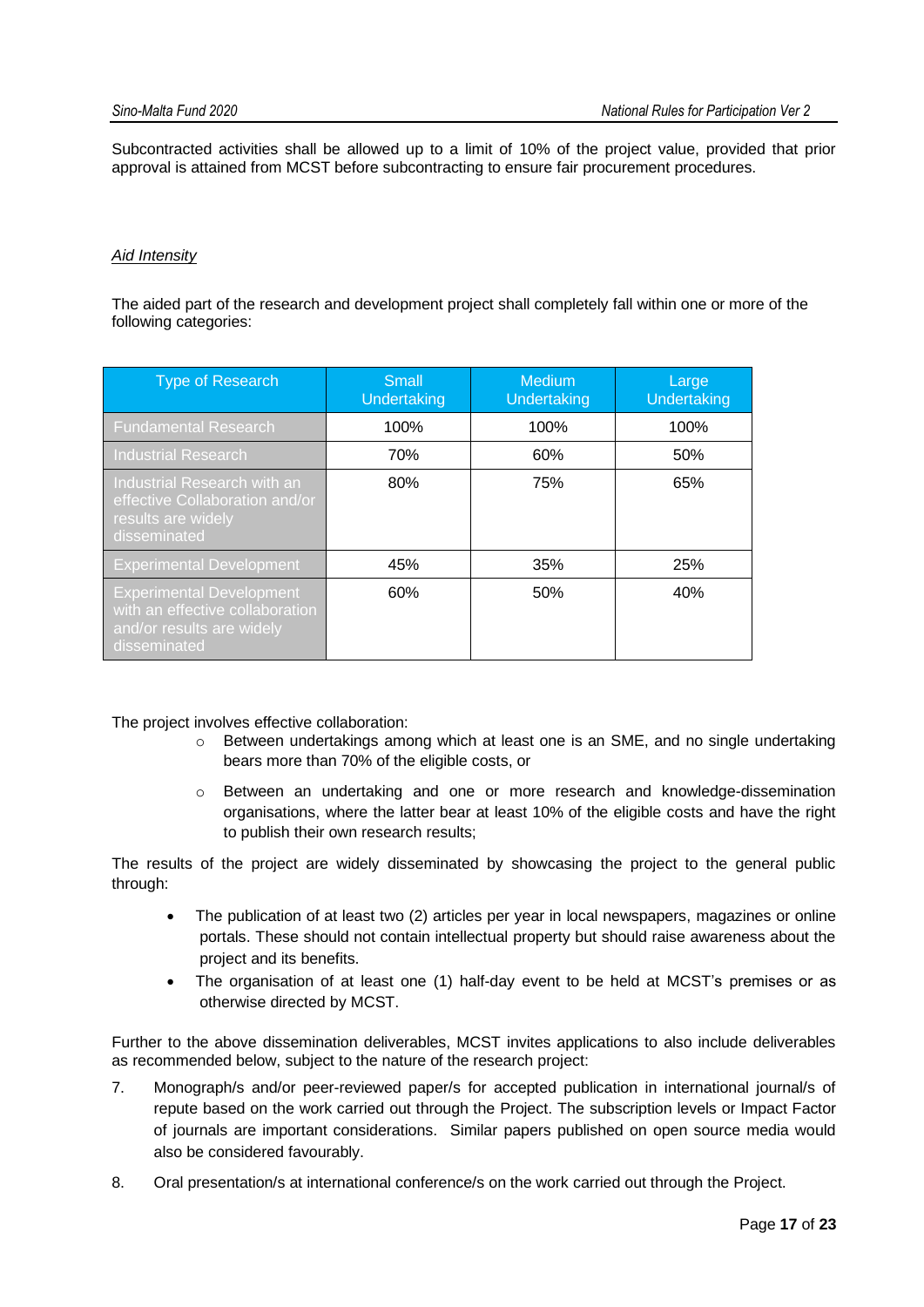Subcontracted activities shall be allowed up to a limit of 10% of the project value, provided that prior approval is attained from MCST before subcontracting to ensure fair procurement procedures.

*Aid Intensity*

The aided part of the research and development project shall completely fall within one or more of the following categories:

| Type of Research | Small Undertaking | Medium Undertaking | Large Undertaking |
|---|---|---|---|
| Fundamental Research | 100% | 100% | 100% |
| Industrial Research | 70% | 60% | 50% |
| Industrial Research with an effective Collaboration and/or results are widely disseminated | 80% | 75% | 65% |
| Experimental Development | 45% | 35% | 25% |
| Experimental Development with an effective collaboration and/or results are widely disseminated | 60% | 50% | 40% |

The project involves effective collaboration:

- Between undertakings among which at least one is an SME, and no single undertaking bears more than 70% of the eligible costs, or
- Between an undertaking and one or more research and knowledge-dissemination organisations, where the latter bear at least 10% of the eligible costs and have the right to publish their own research results;

The results of the project are widely disseminated by showcasing the project to the general public through:

- The publication of at least two (2) articles per year in local newspapers, magazines or online portals. These should not contain intellectual property but should raise awareness about the project and its benefits.
- The organisation of at least one (1) half-day event to be held at MCST's premises or as otherwise directed by MCST.

Further to the above dissemination deliverables, MCST invites applications to also include deliverables as recommended below, subject to the nature of the research project:

7. Monograph/s and/or peer-reviewed paper/s for accepted publication in international journal/s of repute based on the work carried out through the Project. The subscription levels or Impact Factor of journals are important considerations. Similar papers published on open source media would also be considered favourably.
8. Oral presentation/s at international conference/s on the work carried out through the Project.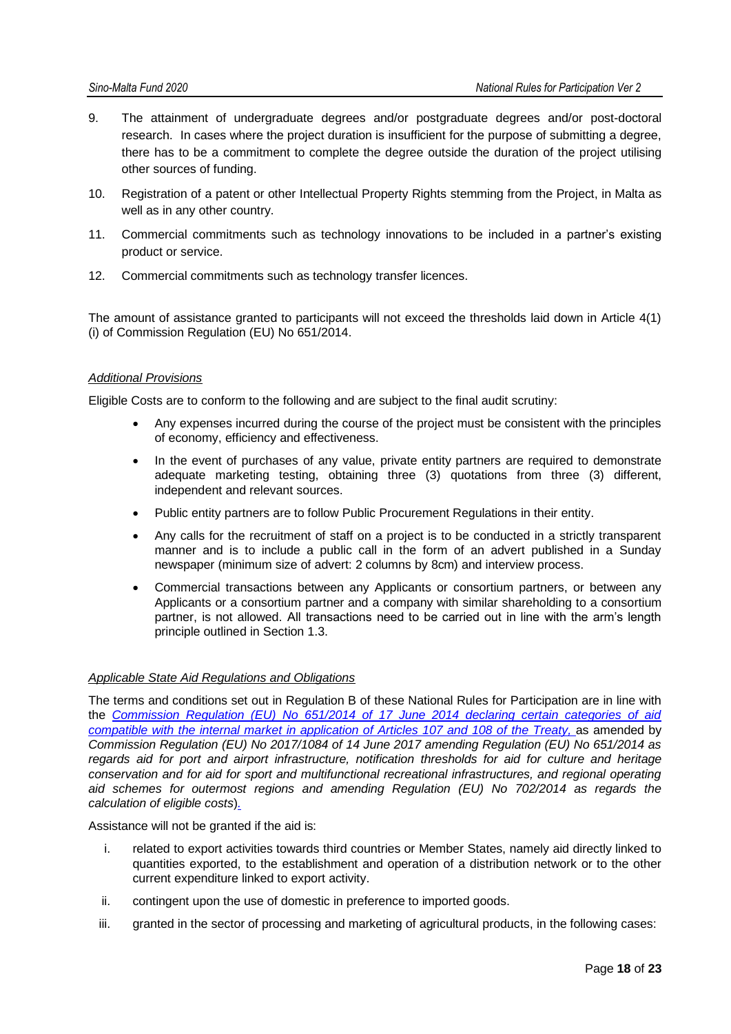9. The attainment of undergraduate degrees and/or postgraduate degrees and/or post-doctoral research. In cases where the project duration is insufficient for the purpose of submitting a degree, there has to be a commitment to complete the degree outside the duration of the project utilising other sources of funding.
10. Registration of a patent or other Intellectual Property Rights stemming from the Project, in Malta as well as in any other country.
11. Commercial commitments such as technology innovations to be included in a partner's existing product or service.
12. Commercial commitments such as technology transfer licences.

The amount of assistance granted to participants will not exceed the thresholds laid down in Article 4(1)(i) of Commission Regulation (EU) No 651/2014.

*Additional Provisions*

Eligible Costs are to conform to the following and are subject to the final audit scrutiny:

- Any expenses incurred during the course of the project must be consistent with the principles of economy, efficiency and effectiveness.
- In the event of purchases of any value, private entity partners are required to demonstrate adequate marketing testing, obtaining three (3) quotations from three (3) different, independent and relevant sources.
- Public entity partners are to follow Public Procurement Regulations in their entity.
- Any calls for the recruitment of staff on a project is to be conducted in a strictly transparent manner and is to include a public call in the form of an advert published in a Sunday newspaper (minimum size of advert: 2 columns by 8cm) and interview process.
- Commercial transactions between any Applicants or consortium partners, or between any Applicants or a consortium partner and a company with similar shareholding to a consortium partner, is not allowed. All transactions need to be carried out in line with the arm's length principle outlined in Section 1.3.

*Applicable State Aid Regulations and Obligations*

The terms and conditions set out in Regulation B of these National Rules for Participation are in line with the *Commission Regulation (EU) No 651/2014 of 17 June 2014 declaring certain categories of aid compatible with the internal market in application of Articles 107 and 108 of the Treaty,* as amended by *Commission Regulation (EU) No 2017/1084 of 14 June 2017 amending Regulation (EU) No 651/2014 as regards aid for port and airport infrastructure, notification thresholds for aid for culture and heritage conservation and for aid for sport and multifunctional recreational infrastructures, and regional operating aid schemes for outermost regions and amending Regulation (EU) No 702/2014 as regards the calculation of eligible costs*).

Assistance will not be granted if the aid is:

i. related to export activities towards third countries or Member States, namely aid directly linked to quantities exported, to the establishment and operation of a distribution network or to the other current expenditure linked to export activity.
ii. contingent upon the use of domestic in preference to imported goods.
iii. granted in the sector of processing and marketing of agricultural products, in the following cases: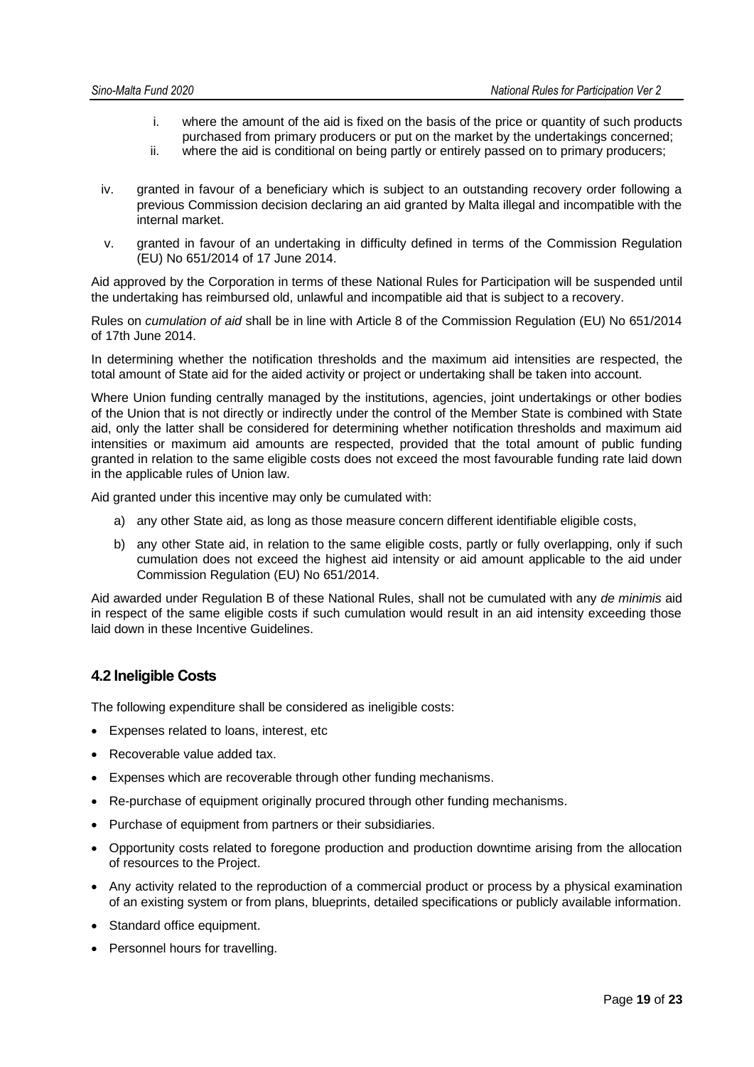i. where the amount of the aid is fixed on the basis of the price or quantity of such products purchased from primary producers or put on the market by the undertakings concerned;
ii. where the aid is conditional on being partly or entirely passed on to primary producers;

iv. granted in favour of a beneficiary which is subject to an outstanding recovery order following a previous Commission decision declaring an aid granted by Malta illegal and incompatible with the internal market.

v. granted in favour of an undertaking in difficulty defined in terms of the Commission Regulation (EU) No 651/2014 of 17 June 2014.

Aid approved by the Corporation in terms of these National Rules for Participation will be suspended until the undertaking has reimbursed old, unlawful and incompatible aid that is subject to a recovery.

Rules on *cumulation of aid* shall be in line with Article 8 of the Commission Regulation (EU) No 651/2014 of 17th June 2014.

In determining whether the notification thresholds and the maximum aid intensities are respected, the total amount of State aid for the aided activity or project or undertaking shall be taken into account.

Where Union funding centrally managed by the institutions, agencies, joint undertakings or other bodies of the Union that is not directly or indirectly under the control of the Member State is combined with State aid, only the latter shall be considered for determining whether notification thresholds and maximum aid intensities or maximum aid amounts are respected, provided that the total amount of public funding granted in relation to the same eligible costs does not exceed the most favourable funding rate laid down in the applicable rules of Union law.

Aid granted under this incentive may only be cumulated with:

a) any other State aid, as long as those measure concern different identifiable eligible costs,
b) any other State aid, in relation to the same eligible costs, partly or fully overlapping, only if such cumulation does not exceed the highest aid intensity or aid amount applicable to the aid under Commission Regulation (EU) No 651/2014.

Aid awarded under Regulation B of these National Rules, shall not be cumulated with any *de minimis* aid in respect of the same eligible costs if such cumulation would result in an aid intensity exceeding those laid down in these Incentive Guidelines.

## 4.2 Ineligible Costs

The following expenditure shall be considered as ineligible costs:

- Expenses related to loans, interest, etc
- Recoverable value added tax.
- Expenses which are recoverable through other funding mechanisms.
- Re-purchase of equipment originally procured through other funding mechanisms.
- Purchase of equipment from partners or their subsidiaries.
- Opportunity costs related to foregone production and production downtime arising from the allocation of resources to the Project.
- Any activity related to the reproduction of a commercial product or process by a physical examination of an existing system or from plans, blueprints, detailed specifications or publicly available information.
- Standard office equipment.
- Personnel hours for travelling.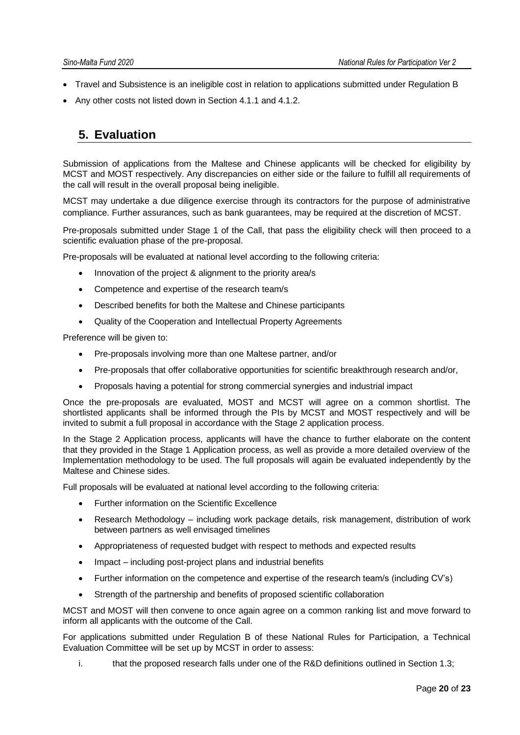- Travel and Subsistence is an ineligible cost in relation to applications submitted under Regulation B
- Any other costs not listed down in Section 4.1.1 and 4.1.2.

# 5. Evaluation

Submission of applications from the Maltese and Chinese applicants will be checked for eligibility by MCST and MOST respectively. Any discrepancies on either side or the failure to fulfill all requirements of the call will result in the overall proposal being ineligible.

MCST may undertake a due diligence exercise through its contractors for the purpose of administrative compliance. Further assurances, such as bank guarantees, may be required at the discretion of MCST.

Pre-proposals submitted under Stage 1 of the Call, that pass the eligibility check will then proceed to a scientific evaluation phase of the pre-proposal.

Pre-proposals will be evaluated at national level according to the following criteria:

- Innovation of the project & alignment to the priority area/s
- Competence and expertise of the research team/s
- Described benefits for both the Maltese and Chinese participants
- Quality of the Cooperation and Intellectual Property Agreements

Preference will be given to:

- Pre-proposals involving more than one Maltese partner, and/or
- Pre-proposals that offer collaborative opportunities for scientific breakthrough research and/or,
- Proposals having a potential for strong commercial synergies and industrial impact

Once the pre-proposals are evaluated, MOST and MCST will agree on a common shortlist. The shortlisted applicants shall be informed through the PIs by MCST and MOST respectively and will be invited to submit a full proposal in accordance with the Stage 2 application process.

In the Stage 2 Application process, applicants will have the chance to further elaborate on the content that they provided in the Stage 1 Application process, as well as provide a more detailed overview of the Implementation methodology to be used. The full proposals will again be evaluated independently by the Maltese and Chinese sides.

Full proposals will be evaluated at national level according to the following criteria:

- Further information on the Scientific Excellence
- Research Methodology – including work package details, risk management, distribution of work between partners as well envisaged timelines
- Appropriateness of requested budget with respect to methods and expected results
- Impact – including post-project plans and industrial benefits
- Further information on the competence and expertise of the research team/s (including CV's)
- Strength of the partnership and benefits of proposed scientific collaboration

MCST and MOST will then convene to once again agree on a common ranking list and move forward to inform all applicants with the outcome of the Call.

For applications submitted under Regulation B of these National Rules for Participation, a Technical Evaluation Committee will be set up by MCST in order to assess:

i. that the proposed research falls under one of the R&D definitions outlined in Section 1.3;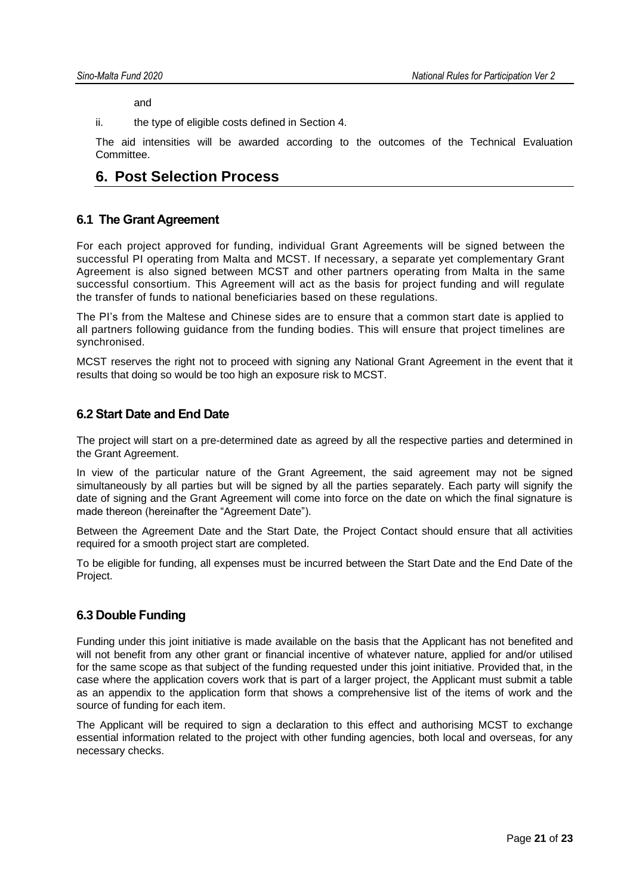and

ii. the type of eligible costs defined in Section 4.

The aid intensities will be awarded according to the outcomes of the Technical Evaluation Committee.

# 6. Post Selection Process

## 6.1 The Grant Agreement

For each project approved for funding, individual Grant Agreements will be signed between the successful PI operating from Malta and MCST. If necessary, a separate yet complementary Grant Agreement is also signed between MCST and other partners operating from Malta in the same successful consortium. This Agreement will act as the basis for project funding and will regulate the transfer of funds to national beneficiaries based on these regulations.

The PI's from the Maltese and Chinese sides are to ensure that a common start date is applied to all partners following guidance from the funding bodies. This will ensure that project timelines are synchronised.

MCST reserves the right not to proceed with signing any National Grant Agreement in the event that it results that doing so would be too high an exposure risk to MCST.

## 6.2 Start Date and End Date

The project will start on a pre-determined date as agreed by all the respective parties and determined in the Grant Agreement.

In view of the particular nature of the Grant Agreement, the said agreement may not be signed simultaneously by all parties but will be signed by all the parties separately. Each party will signify the date of signing and the Grant Agreement will come into force on the date on which the final signature is made thereon (hereinafter the "Agreement Date").

Between the Agreement Date and the Start Date, the Project Contact should ensure that all activities required for a smooth project start are completed.

To be eligible for funding, all expenses must be incurred between the Start Date and the End Date of the Project.

## 6.3 Double Funding

Funding under this joint initiative is made available on the basis that the Applicant has not benefited and will not benefit from any other grant or financial incentive of whatever nature, applied for and/or utilised for the same scope as that subject of the funding requested under this joint initiative. Provided that, in the case where the application covers work that is part of a larger project, the Applicant must submit a table as an appendix to the application form that shows a comprehensive list of the items of work and the source of funding for each item.

The Applicant will be required to sign a declaration to this effect and authorising MCST to exchange essential information related to the project with other funding agencies, both local and overseas, for any necessary checks.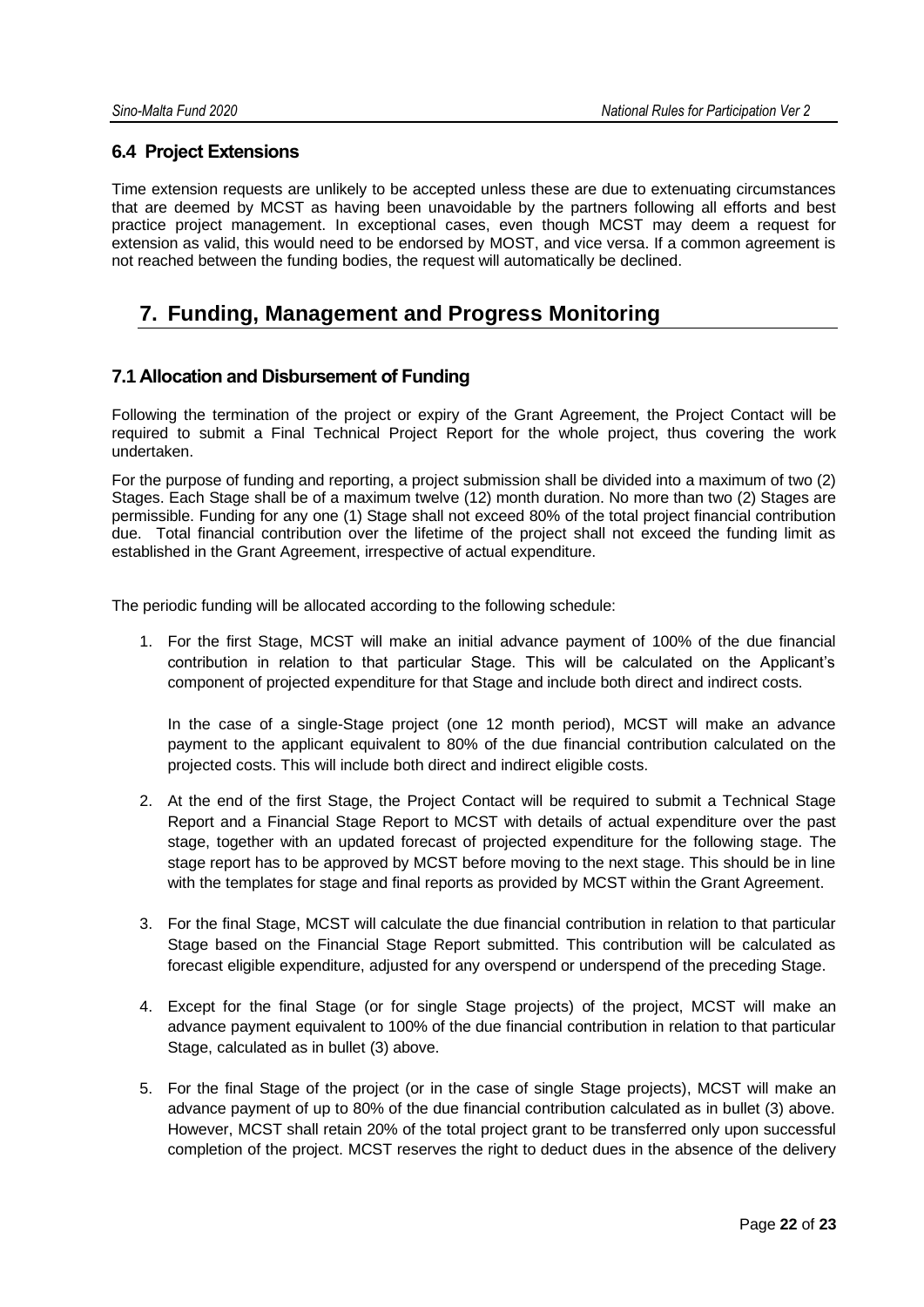## 6.4 Project Extensions

Time extension requests are unlikely to be accepted unless these are due to extenuating circumstances that are deemed by MCST as having been unavoidable by the partners following all efforts and best practice project management. In exceptional cases, even though MCST may deem a request for extension as valid, this would need to be endorsed by MOST, and vice versa. If a common agreement is not reached between the funding bodies, the request will automatically be declined.

# 7. Funding, Management and Progress Monitoring

## 7.1 Allocation and Disbursement of Funding

Following the termination of the project or expiry of the Grant Agreement, the Project Contact will be required to submit a Final Technical Project Report for the whole project, thus covering the work undertaken.

For the purpose of funding and reporting, a project submission shall be divided into a maximum of two (2) Stages. Each Stage shall be of a maximum twelve (12) month duration. No more than two (2) Stages are permissible. Funding for any one (1) Stage shall not exceed 80% of the total project financial contribution due. Total financial contribution over the lifetime of the project shall not exceed the funding limit as established in the Grant Agreement, irrespective of actual expenditure.

The periodic funding will be allocated according to the following schedule:

1. For the first Stage, MCST will make an initial advance payment of 100% of the due financial contribution in relation to that particular Stage. This will be calculated on the Applicant's component of projected expenditure for that Stage and include both direct and indirect costs.

   In the case of a single-Stage project (one 12 month period), MCST will make an advance payment to the applicant equivalent to 80% of the due financial contribution calculated on the projected costs. This will include both direct and indirect eligible costs.

2. At the end of the first Stage, the Project Contact will be required to submit a Technical Stage Report and a Financial Stage Report to MCST with details of actual expenditure over the past stage, together with an updated forecast of projected expenditure for the following stage. The stage report has to be approved by MCST before moving to the next stage. This should be in line with the templates for stage and final reports as provided by MCST within the Grant Agreement.

3. For the final Stage, MCST will calculate the due financial contribution in relation to that particular Stage based on the Financial Stage Report submitted. This contribution will be calculated as forecast eligible expenditure, adjusted for any overspend or underspend of the preceding Stage.

4. Except for the final Stage (or for single Stage projects) of the project, MCST will make an advance payment equivalent to 100% of the due financial contribution in relation to that particular Stage, calculated as in bullet (3) above.

5. For the final Stage of the project (or in the case of single Stage projects), MCST will make an advance payment of up to 80% of the due financial contribution calculated as in bullet (3) above. However, MCST shall retain 20% of the total project grant to be transferred only upon successful completion of the project. MCST reserves the right to deduct dues in the absence of the delivery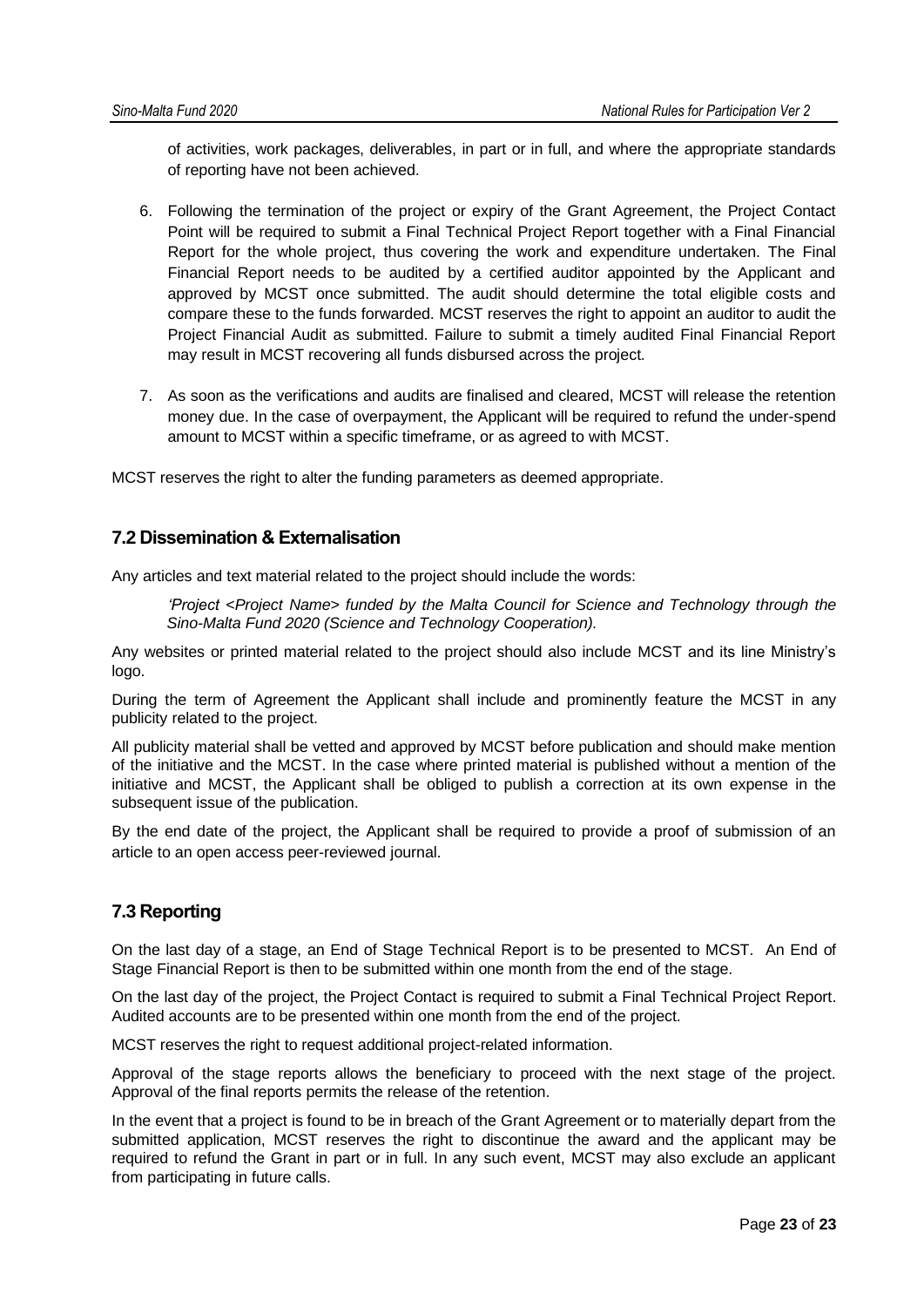of activities, work packages, deliverables, in part or in full, and where the appropriate standards of reporting have not been achieved.

6. Following the termination of the project or expiry of the Grant Agreement, the Project Contact Point will be required to submit a Final Technical Project Report together with a Final Financial Report for the whole project, thus covering the work and expenditure undertaken. The Final Financial Report needs to be audited by a certified auditor appointed by the Applicant and approved by MCST once submitted. The audit should determine the total eligible costs and compare these to the funds forwarded. MCST reserves the right to appoint an auditor to audit the Project Financial Audit as submitted. Failure to submit a timely audited Final Financial Report may result in MCST recovering all funds disbursed across the project.

7. As soon as the verifications and audits are finalised and cleared, MCST will release the retention money due. In the case of overpayment, the Applicant will be required to refund the under-spend amount to MCST within a specific timeframe, or as agreed to with MCST.

MCST reserves the right to alter the funding parameters as deemed appropriate.

## 7.2 Dissemination & Externalisation

Any articles and text material related to the project should include the words:

> *'Project <Project Name> funded by the Malta Council for Science and Technology through the Sino-Malta Fund 2020 (Science and Technology Cooperation).*

Any websites or printed material related to the project should also include MCST and its line Ministry's logo.

During the term of Agreement the Applicant shall include and prominently feature the MCST in any publicity related to the project.

All publicity material shall be vetted and approved by MCST before publication and should make mention of the initiative and the MCST. In the case where printed material is published without a mention of the initiative and MCST, the Applicant shall be obliged to publish a correction at its own expense in the subsequent issue of the publication.

By the end date of the project, the Applicant shall be required to provide a proof of submission of an article to an open access peer-reviewed journal.

## 7.3 Reporting

On the last day of a stage, an End of Stage Technical Report is to be presented to MCST. An End of Stage Financial Report is then to be submitted within one month from the end of the stage.

On the last day of the project, the Project Contact is required to submit a Final Technical Project Report. Audited accounts are to be presented within one month from the end of the project.

MCST reserves the right to request additional project-related information.

Approval of the stage reports allows the beneficiary to proceed with the next stage of the project. Approval of the final reports permits the release of the retention.

In the event that a project is found to be in breach of the Grant Agreement or to materially depart from the submitted application, MCST reserves the right to discontinue the award and the applicant may be required to refund the Grant in part or in full. In any such event, MCST may also exclude an applicant from participating in future calls.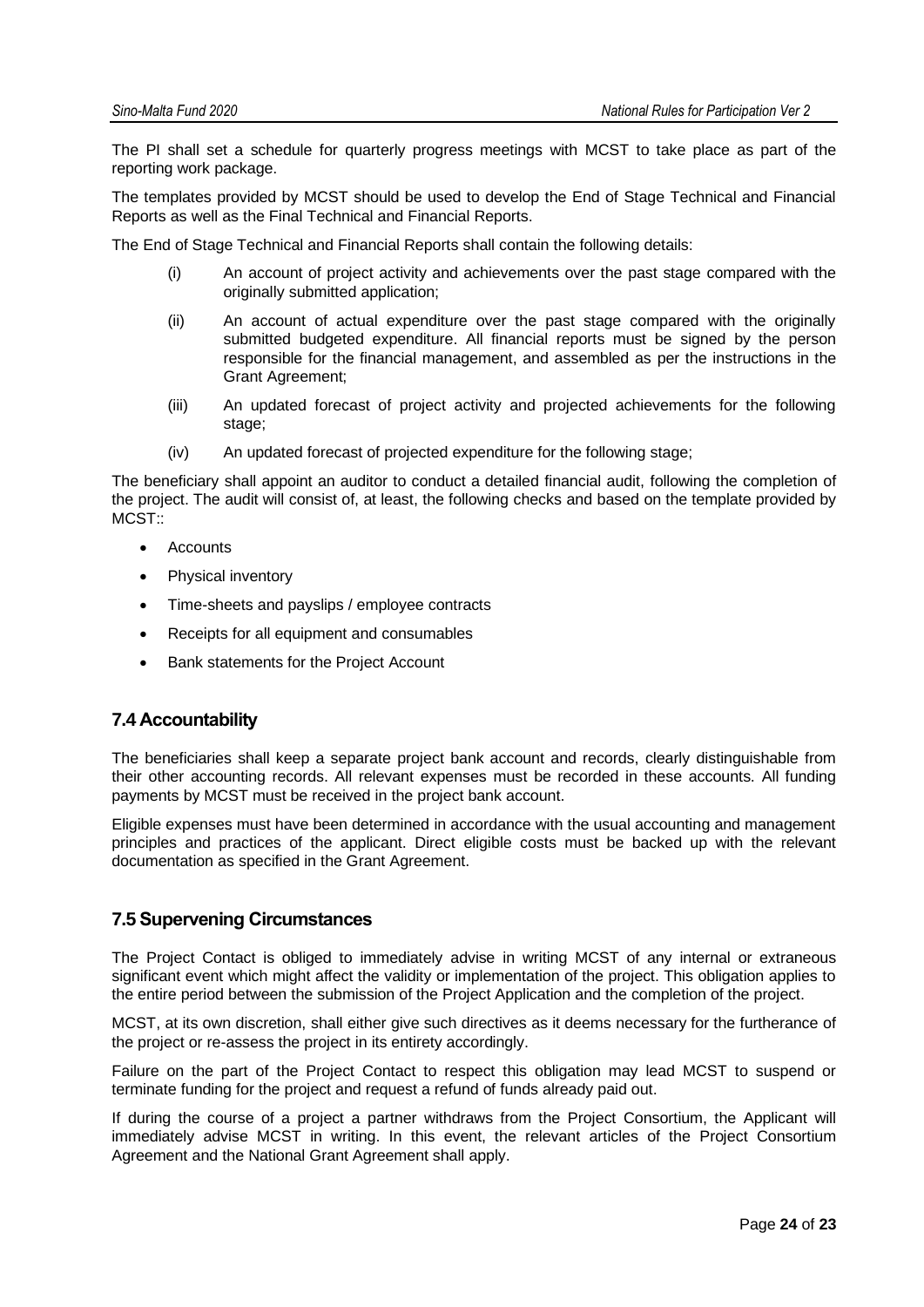The PI shall set a schedule for quarterly progress meetings with MCST to take place as part of the reporting work package.

The templates provided by MCST should be used to develop the End of Stage Technical and Financial Reports as well as the Final Technical and Financial Reports.

The End of Stage Technical and Financial Reports shall contain the following details:

(i) An account of project activity and achievements over the past stage compared with the originally submitted application;

(ii) An account of actual expenditure over the past stage compared with the originally submitted budgeted expenditure. All financial reports must be signed by the person responsible for the financial management, and assembled as per the instructions in the Grant Agreement;

(iii) An updated forecast of project activity and projected achievements for the following stage;

(iv) An updated forecast of projected expenditure for the following stage;

The beneficiary shall appoint an auditor to conduct a detailed financial audit, following the completion of the project. The audit will consist of, at least, the following checks and based on the template provided by MCST::

- Accounts
- Physical inventory
- Time-sheets and payslips / employee contracts
- Receipts for all equipment and consumables
- Bank statements for the Project Account

## 7.4 Accountability

The beneficiaries shall keep a separate project bank account and records, clearly distinguishable from their other accounting records. All relevant expenses must be recorded in these accounts. All funding payments by MCST must be received in the project bank account.

Eligible expenses must have been determined in accordance with the usual accounting and management principles and practices of the applicant. Direct eligible costs must be backed up with the relevant documentation as specified in the Grant Agreement.

## 7.5 Supervening Circumstances

The Project Contact is obliged to immediately advise in writing MCST of any internal or extraneous significant event which might affect the validity or implementation of the project. This obligation applies to the entire period between the submission of the Project Application and the completion of the project.

MCST, at its own discretion, shall either give such directives as it deems necessary for the furtherance of the project or re-assess the project in its entirety accordingly.

Failure on the part of the Project Contact to respect this obligation may lead MCST to suspend or terminate funding for the project and request a refund of funds already paid out.

If during the course of a project a partner withdraws from the Project Consortium, the Applicant will immediately advise MCST in writing. In this event, the relevant articles of the Project Consortium Agreement and the National Grant Agreement shall apply.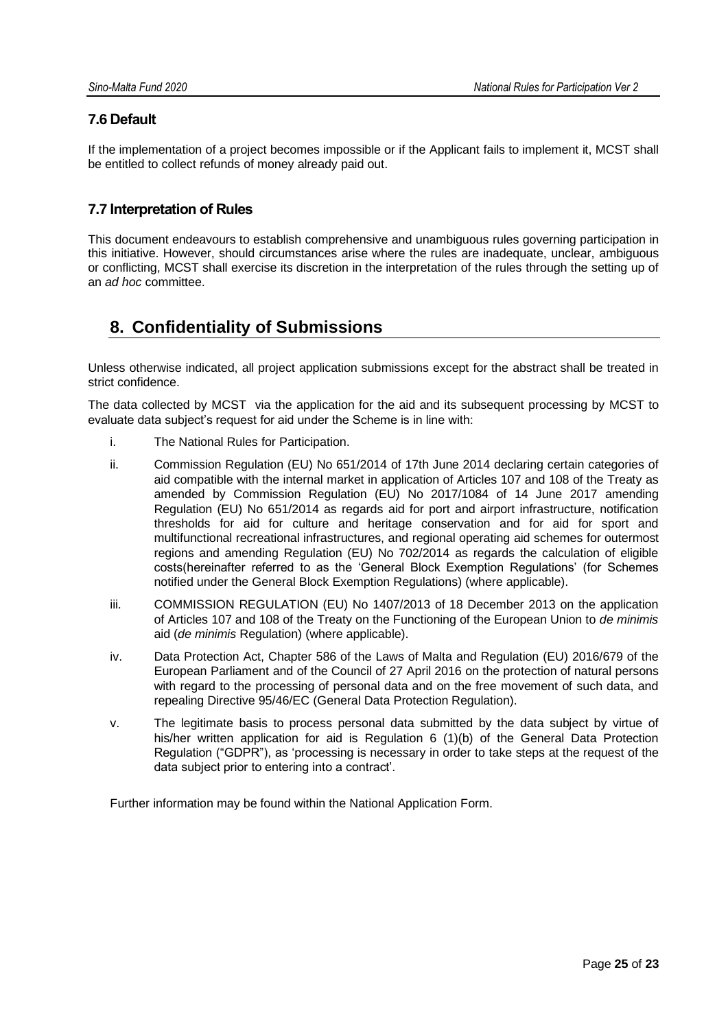### 7.6 Default

If the implementation of a project becomes impossible or if the Applicant fails to implement it, MCST shall be entitled to collect refunds of money already paid out.

### 7.7 Interpretation of Rules

This document endeavours to establish comprehensive and unambiguous rules governing participation in this initiative. However, should circumstances arise where the rules are inadequate, unclear, ambiguous or conflicting, MCST shall exercise its discretion in the interpretation of the rules through the setting up of an *ad hoc* committee.

## 8. Confidentiality of Submissions

Unless otherwise indicated, all project application submissions except for the abstract shall be treated in strict confidence.

The data collected by MCST via the application for the aid and its subsequent processing by MCST to evaluate data subject's request for aid under the Scheme is in line with:

i. The National Rules for Participation.

ii. Commission Regulation (EU) No 651/2014 of 17th June 2014 declaring certain categories of aid compatible with the internal market in application of Articles 107 and 108 of the Treaty as amended by Commission Regulation (EU) No 2017/1084 of 14 June 2017 amending Regulation (EU) No 651/2014 as regards aid for port and airport infrastructure, notification thresholds for aid for culture and heritage conservation and for aid for sport and multifunctional recreational infrastructures, and regional operating aid schemes for outermost regions and amending Regulation (EU) No 702/2014 as regards the calculation of eligible costs(hereinafter referred to as the 'General Block Exemption Regulations' (for Schemes notified under the General Block Exemption Regulations) (where applicable).

iii. COMMISSION REGULATION (EU) No 1407/2013 of 18 December 2013 on the application of Articles 107 and 108 of the Treaty on the Functioning of the European Union to *de minimis* aid (*de minimis* Regulation) (where applicable).

iv. Data Protection Act, Chapter 586 of the Laws of Malta and Regulation (EU) 2016/679 of the European Parliament and of the Council of 27 April 2016 on the protection of natural persons with regard to the processing of personal data and on the free movement of such data, and repealing Directive 95/46/EC (General Data Protection Regulation).

v. The legitimate basis to process personal data submitted by the data subject by virtue of his/her written application for aid is Regulation 6 (1)(b) of the General Data Protection Regulation ("GDPR"), as 'processing is necessary in order to take steps at the request of the data subject prior to entering into a contract'.

Further information may be found within the National Application Form.